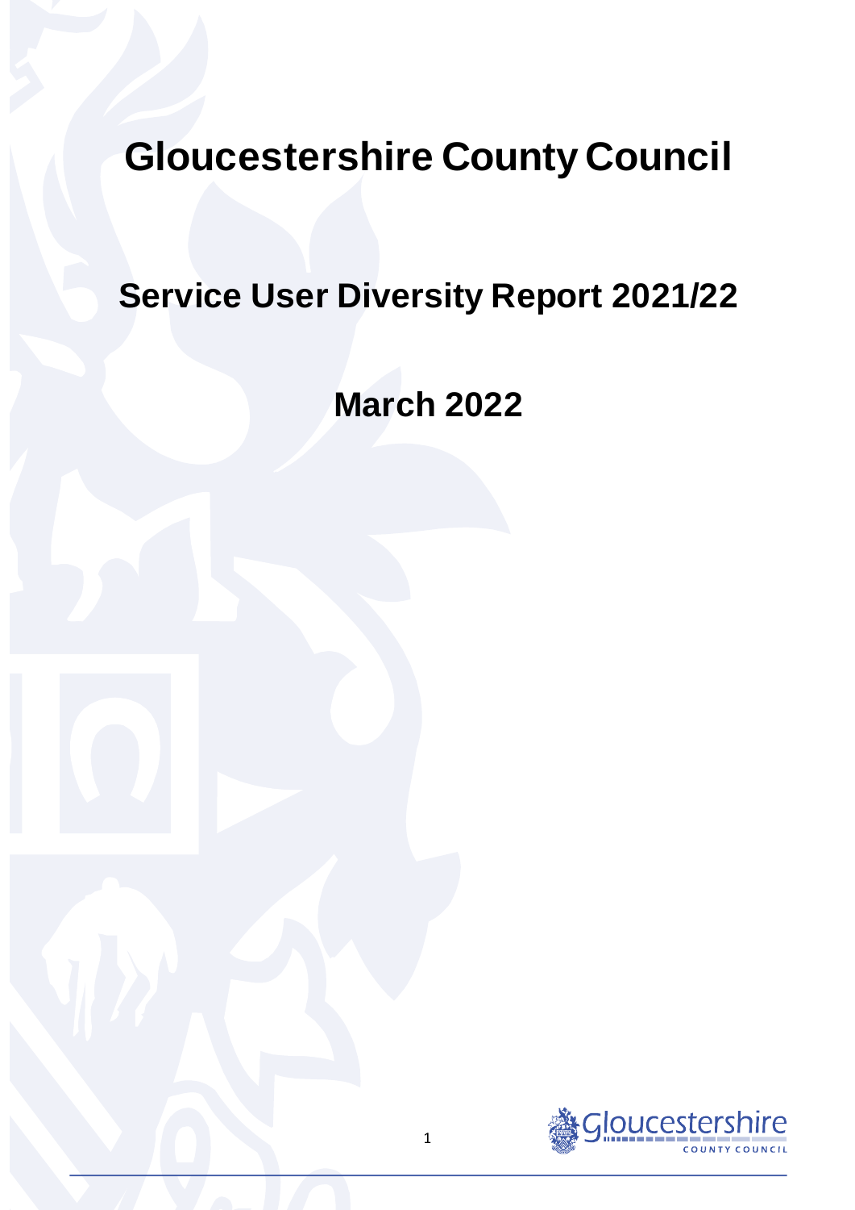# Gloucestershire County Council

## Service User Diversity Report 2021/22

## March 2022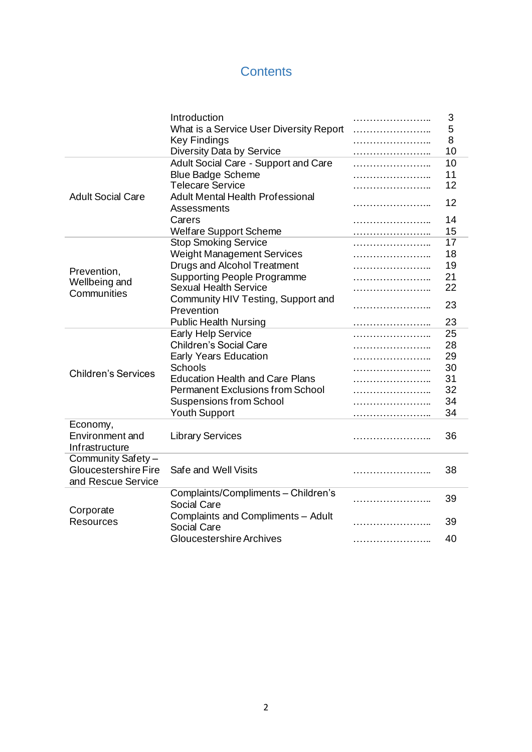# Contents

| Section | Item | Page |
| --- | --- | --- |
| | Introduction | 3 |
| | What is a Service User Diversity Report | 5 |
| | Key Findings | 8 |
| | Diversity Data by Service | 10 |
| Adult Social Care | Adult Social Care - Support and Care | 10 |
| | Blue Badge Scheme | 11 |
| | Telecare Service | 12 |
| | Adult Mental Health Professional Assessments | 12 |
| | Carers | 14 |
| | Welfare Support Scheme | 15 |
| Prevention, Wellbeing and Communities | Stop Smoking Service | 17 |
| | Weight Management Services | 18 |
| | Drugs and Alcohol Treatment | 19 |
| | Supporting People Programme | 21 |
| | Sexual Health Service | 22 |
| | Community HIV Testing, Support and Prevention | 23 |
| | Public Health Nursing | 23 |
| Children's Services | Early Help Service | 25 |
| | Children's Social Care | 28 |
| | Early Years Education | 29 |
| | Schools | 30 |
| | Education Health and Care Plans | 31 |
| | Permanent Exclusions from School | 32 |
| | Suspensions from School | 34 |
| | Youth Support | 34 |
| Economy, Environment and Infrastructure | Library Services | 36 |
| Community Safety – Gloucestershire Fire and Rescue Service | Safe and Well Visits | 38 |
| Corporate Resources | Complaints/Compliments – Children's Social Care | 39 |
| | Complaints and Compliments – Adult Social Care | 39 |
| | Gloucestershire Archives | 40 |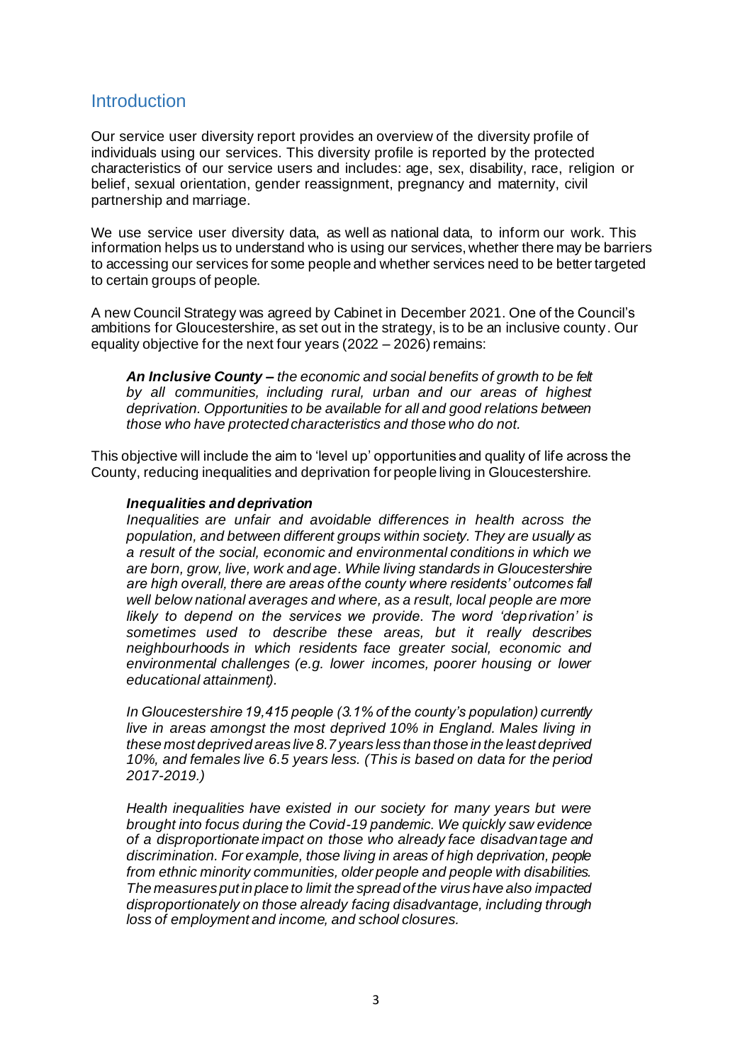## Introduction

Our service user diversity report provides an overview of the diversity profile of individuals using our services. This diversity profile is reported by the protected characteristics of our service users and includes: age, sex, disability, race, religion or belief, sexual orientation, gender reassignment, pregnancy and maternity, civil partnership and marriage.

We use service user diversity data, as well as national data, to inform our work. This information helps us to understand who is using our services, whether there may be barriers to accessing our services for some people and whether services need to be better targeted to certain groups of people.

A new Council Strategy was agreed by Cabinet in December 2021. One of the Council's ambitions for Gloucestershire, as set out in the strategy, is to be an inclusive county. Our equality objective for the next four years (2022 – 2026) remains:

> ***An Inclusive County –*** *the economic and social benefits of growth to be felt by all communities, including rural, urban and our areas of highest deprivation. Opportunities to be available for all and good relations between those who have protected characteristics and those who do not.*

This objective will include the aim to 'level up' opportunities and quality of life across the County, reducing inequalities and deprivation for people living in Gloucestershire.

> ***Inequalities and deprivation***
>
> *Inequalities are unfair and avoidable differences in health across the population, and between different groups within society. They are usually as a result of the social, economic and environmental conditions in which we are born, grow, live, work and age. While living standards in Gloucestershire are high overall, there are areas of the county where residents' outcomes fall well below national averages and where, as a result, local people are more likely to depend on the services we provide. The word 'deprivation' is sometimes used to describe these areas, but it really describes neighbourhoods in which residents face greater social, economic and environmental challenges (e.g. lower incomes, poorer housing or lower educational attainment).*
>
> *In Gloucestershire 19,415 people (3.1% of the county's population) currently live in areas amongst the most deprived 10% in England. Males living in these most deprived areas live 8.7 years less than those in the least deprived 10%, and females live 6.5 years less. (This is based on data for the period 2017-2019.)*
>
> *Health inequalities have existed in our society for many years but were brought into focus during the Covid-19 pandemic. We quickly saw evidence of a disproportionate impact on those who already face disadvantage and discrimination. For example, those living in areas of high deprivation, people from ethnic minority communities, older people and people with disabilities. The measures put in place to limit the spread of the virus have also impacted disproportionately on those already facing disadvantage, including through loss of employment and income, and school closures.*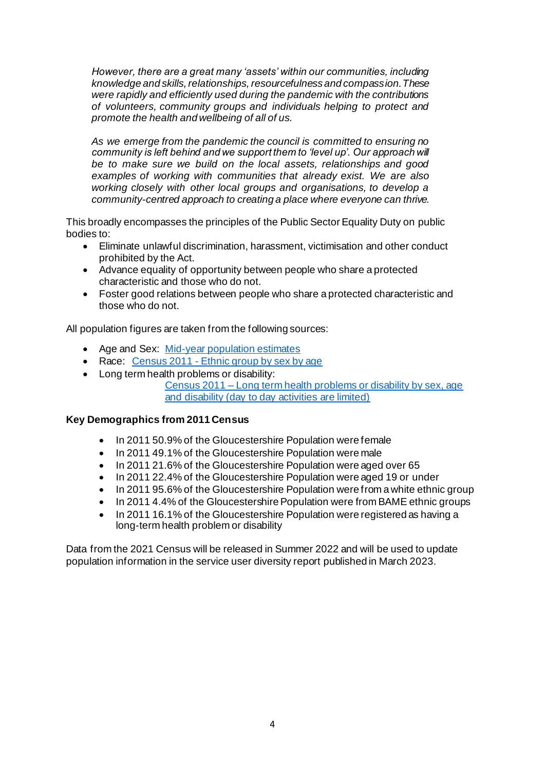*However, there are a great many 'assets' within our communities, including knowledge and skills, relationships, resourcefulness and compassion. These were rapidly and efficiently used during the pandemic with the contributions of volunteers, community groups and individuals helping to protect and promote the health and wellbeing of all of us.*

*As we emerge from the pandemic the council is committed to ensuring no community is left behind and we support them to 'level up'. Our approach will be to make sure we build on the local assets, relationships and good examples of working with communities that already exist. We are also working closely with other local groups and organisations, to develop a community-centred approach to creating a place where everyone can thrive.*

This broadly encompasses the principles of the Public Sector Equality Duty on public bodies to:

- Eliminate unlawful discrimination, harassment, victimisation and other conduct prohibited by the Act.
- Advance equality of opportunity between people who share a protected characteristic and those who do not.
- Foster good relations between people who share a protected characteristic and those who do not.

All population figures are taken from the following sources:

- Age and Sex: Mid-year population estimates
- Race: Census 2011 - Ethnic group by sex by age
- Long term health problems or disability: Census 2011 – Long term health problems or disability by sex, age and disability (day to day activities are limited)

**Key Demographics from 2011 Census**

- In 2011 50.9% of the Gloucestershire Population were female
- In 2011 49.1% of the Gloucestershire Population were male
- In 2011 21.6% of the Gloucestershire Population were aged over 65
- In 2011 22.4% of the Gloucestershire Population were aged 19 or under
- In 2011 95.6% of the Gloucestershire Population were from a white ethnic group
- In 2011 4.4% of the Gloucestershire Population were from BAME ethnic groups
- In 2011 16.1% of the Gloucestershire Population were registered as having a long-term health problem or disability

Data from the 2021 Census will be released in Summer 2022 and will be used to update population information in the service user diversity report published in March 2023.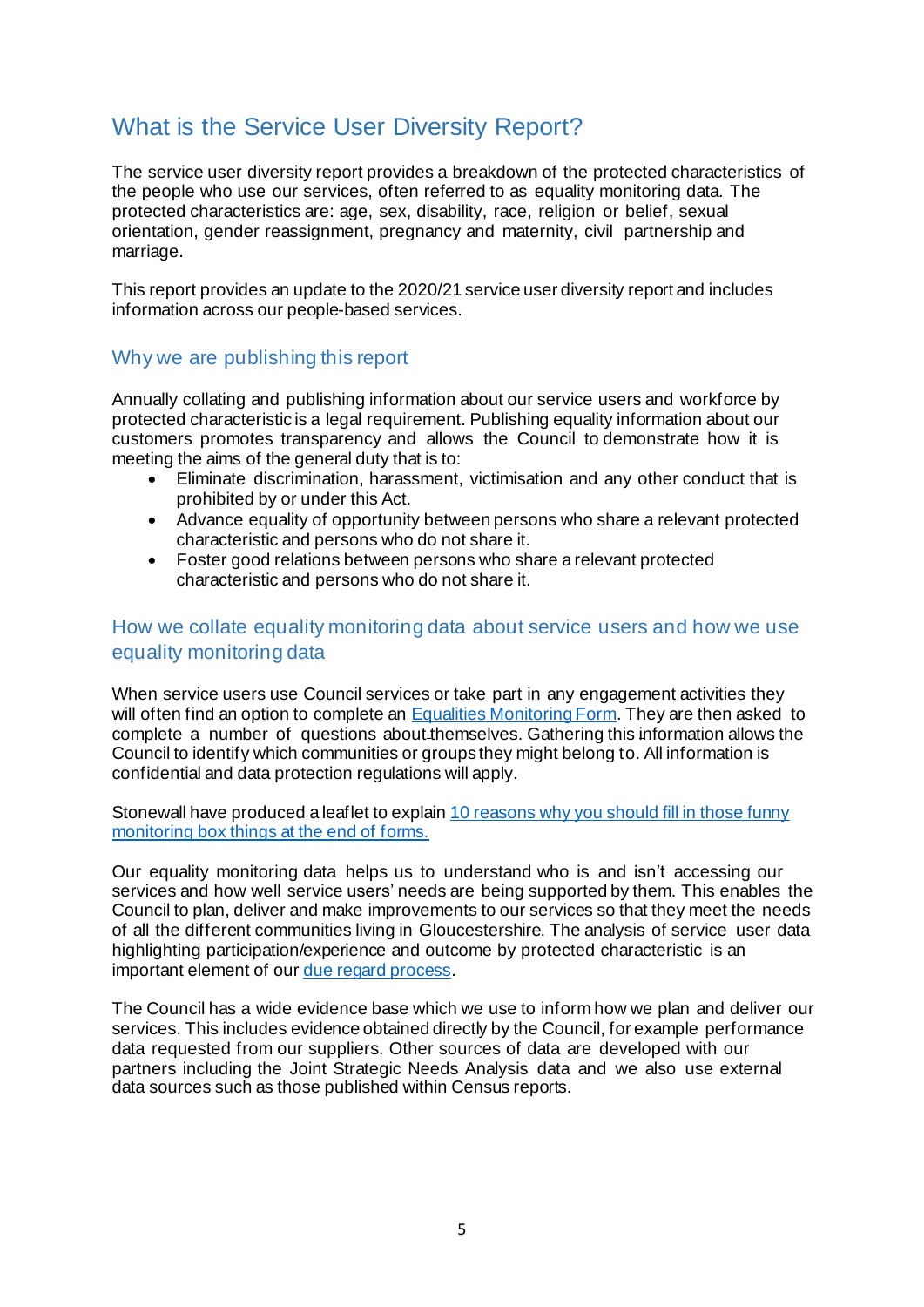# What is the Service User Diversity Report?

The service user diversity report provides a breakdown of the protected characteristics of the people who use our services, often referred to as equality monitoring data. The protected characteristics are: age, sex, disability, race, religion or belief, sexual orientation, gender reassignment, pregnancy and maternity, civil partnership and marriage.

This report provides an update to the 2020/21 service user diversity report and includes information across our people-based services.

## Why we are publishing this report

Annually collating and publishing information about our service users and workforce by protected characteristic is a legal requirement. Publishing equality information about our customers promotes transparency and allows the Council to demonstrate how it is meeting the aims of the general duty that is to:

- Eliminate discrimination, harassment, victimisation and any other conduct that is prohibited by or under this Act.
- Advance equality of opportunity between persons who share a relevant protected characteristic and persons who do not share it.
- Foster good relations between persons who share a relevant protected characteristic and persons who do not share it.

## How we collate equality monitoring data about service users and how we use equality monitoring data

When service users use Council services or take part in any engagement activities they will often find an option to complete an Equalities Monitoring Form. They are then asked to complete a number of questions about themselves. Gathering this information allows the Council to identify which communities or groups they might belong to. All information is confidential and data protection regulations will apply.

Stonewall have produced a leaflet to explain 10 reasons why you should fill in those funny monitoring box things at the end of forms.

Our equality monitoring data helps us to understand who is and isn't accessing our services and how well service users' needs are being supported by them. This enables the Council to plan, deliver and make improvements to our services so that they meet the needs of all the different communities living in Gloucestershire. The analysis of service user data highlighting participation/experience and outcome by protected characteristic is an important element of our due regard process.

The Council has a wide evidence base which we use to inform how we plan and deliver our services. This includes evidence obtained directly by the Council, for example performance data requested from our suppliers. Other sources of data are developed with our partners including the Joint Strategic Needs Analysis data and we also use external data sources such as those published within Census reports.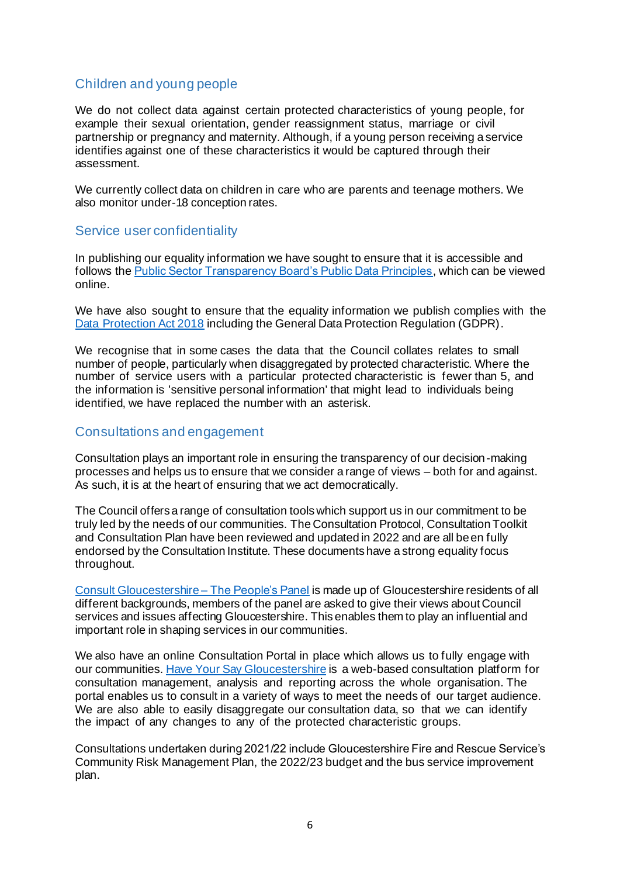## Children and young people

We do not collect data against certain protected characteristics of young people, for example their sexual orientation, gender reassignment status, marriage or civil partnership or pregnancy and maternity. Although, if a young person receiving a service identifies against one of these characteristics it would be captured through their assessment.

We currently collect data on children in care who are parents and teenage mothers. We also monitor under-18 conception rates.

## Service user confidentiality

In publishing our equality information we have sought to ensure that it is accessible and follows the Public Sector Transparency Board's Public Data Principles, which can be viewed online.

We have also sought to ensure that the equality information we publish complies with the Data Protection Act 2018 including the General Data Protection Regulation (GDPR).

We recognise that in some cases the data that the Council collates relates to small number of people, particularly when disaggregated by protected characteristic. Where the number of service users with a particular protected characteristic is fewer than 5, and the information is 'sensitive personal information' that might lead to individuals being identified, we have replaced the number with an asterisk.

## Consultations and engagement

Consultation plays an important role in ensuring the transparency of our decision-making processes and helps us to ensure that we consider a range of views – both for and against. As such, it is at the heart of ensuring that we act democratically.

The Council offers a range of consultation tools which support us in our commitment to be truly led by the needs of our communities. The Consultation Protocol, Consultation Toolkit and Consultation Plan have been reviewed and updated in 2022 and are all been fully endorsed by the Consultation Institute. These documents have a strong equality focus throughout.

Consult Gloucestershire – The People's Panel is made up of Gloucestershire residents of all different backgrounds, members of the panel are asked to give their views about Council services and issues affecting Gloucestershire. This enables them to play an influential and important role in shaping services in our communities.

We also have an online Consultation Portal in place which allows us to fully engage with our communities. Have Your Say Gloucestershire is a web-based consultation platform for consultation management, analysis and reporting across the whole organisation. The portal enables us to consult in a variety of ways to meet the needs of our target audience. We are also able to easily disaggregate our consultation data, so that we can identify the impact of any changes to any of the protected characteristic groups.

Consultations undertaken during 2021/22 include Gloucestershire Fire and Rescue Service's Community Risk Management Plan, the 2022/23 budget and the bus service improvement plan.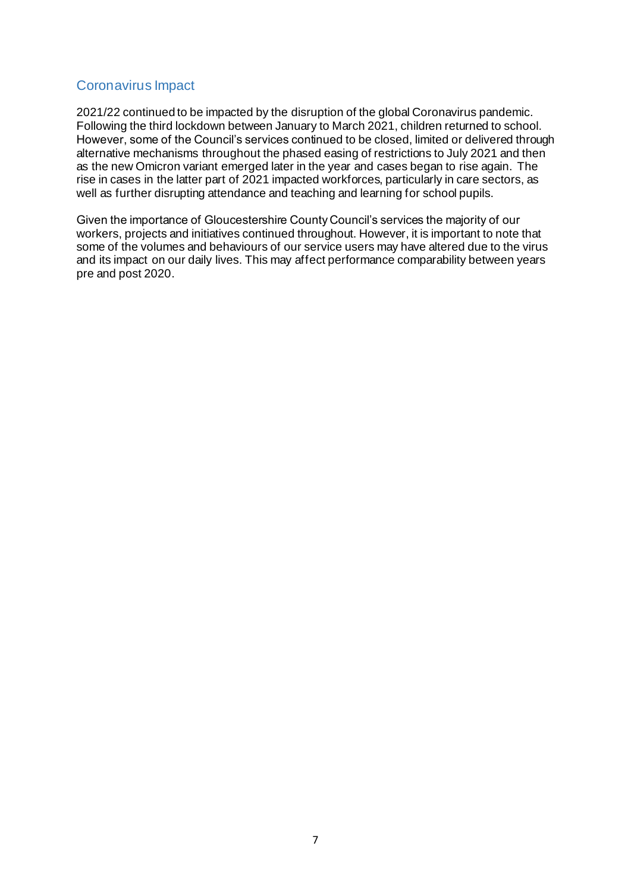## Coronavirus Impact

2021/22 continued to be impacted by the disruption of the global Coronavirus pandemic. Following the third lockdown between January to March 2021, children returned to school. However, some of the Council's services continued to be closed, limited or delivered through alternative mechanisms throughout the phased easing of restrictions to July 2021 and then as the new Omicron variant emerged later in the year and cases began to rise again. The rise in cases in the latter part of 2021 impacted workforces, particularly in care sectors, as well as further disrupting attendance and teaching and learning for school pupils.

Given the importance of Gloucestershire County Council's services the majority of our workers, projects and initiatives continued throughout. However, it is important to note that some of the volumes and behaviours of our service users may have altered due to the virus and its impact on our daily lives. This may affect performance comparability between years pre and post 2020.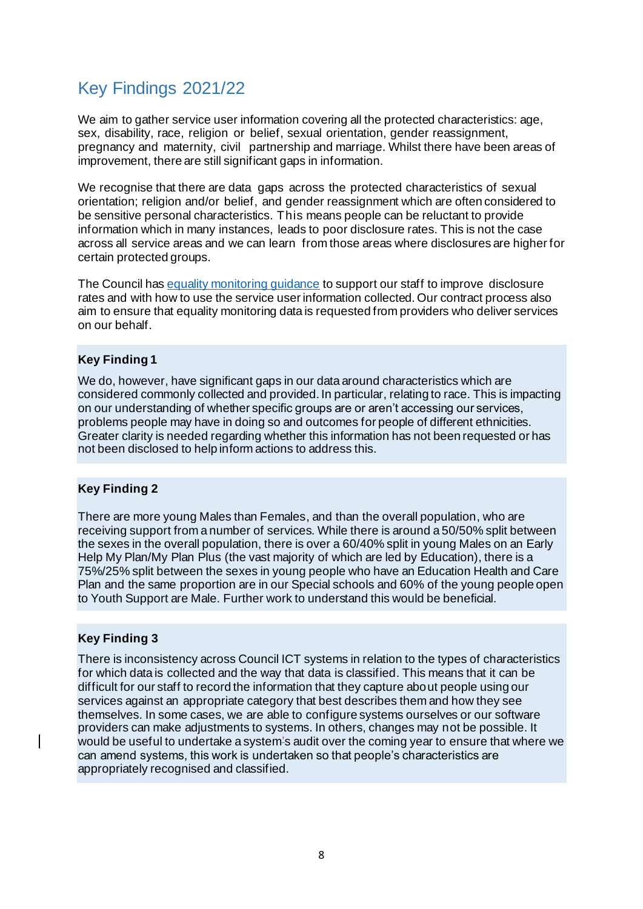## Key Findings 2021/22

We aim to gather service user information covering all the protected characteristics: age, sex, disability, race, religion or belief, sexual orientation, gender reassignment, pregnancy and maternity, civil partnership and marriage. Whilst there have been areas of improvement, there are still significant gaps in information.

We recognise that there are data gaps across the protected characteristics of sexual orientation; religion and/or belief, and gender reassignment which are often considered to be sensitive personal characteristics. This means people can be reluctant to provide information which in many instances, leads to poor disclosure rates. This is not the case across all service areas and we can learn from those areas where disclosures are higher for certain protected groups.

The Council has [equality monitoring guidance]() to support our staff to improve disclosure rates and with how to use the service user information collected. Our contract process also aim to ensure that equality monitoring data is requested from providers who deliver services on our behalf.

**Key Finding 1**

We do, however, have significant gaps in our data around characteristics which are considered commonly collected and provided. In particular, relating to race. This is impacting on our understanding of whether specific groups are or aren't accessing our services, problems people may have in doing so and outcomes for people of different ethnicities. Greater clarity is needed regarding whether this information has not been requested or has not been disclosed to help inform actions to address this.

**Key Finding 2**

There are more young Males than Females, and than the overall population, who are receiving support from a number of services. While there is around a 50/50% split between the sexes in the overall population, there is over a 60/40% split in young Males on an Early Help My Plan/My Plan Plus (the vast majority of which are led by Education), there is a 75%/25% split between the sexes in young people who have an Education Health and Care Plan and the same proportion are in our Special schools and 60% of the young people open to Youth Support are Male. Further work to understand this would be beneficial.

**Key Finding 3**

There is inconsistency across Council ICT systems in relation to the types of characteristics for which data is collected and the way that data is classified. This means that it can be difficult for our staff to record the information that they capture about people using our services against an appropriate category that best describes them and how they see themselves. In some cases, we are able to configure systems ourselves or our software providers can make adjustments to systems. In others, changes may not be possible. It would be useful to undertake a system's audit over the coming year to ensure that where we can amend systems, this work is undertaken so that people's characteristics are appropriately recognised and classified.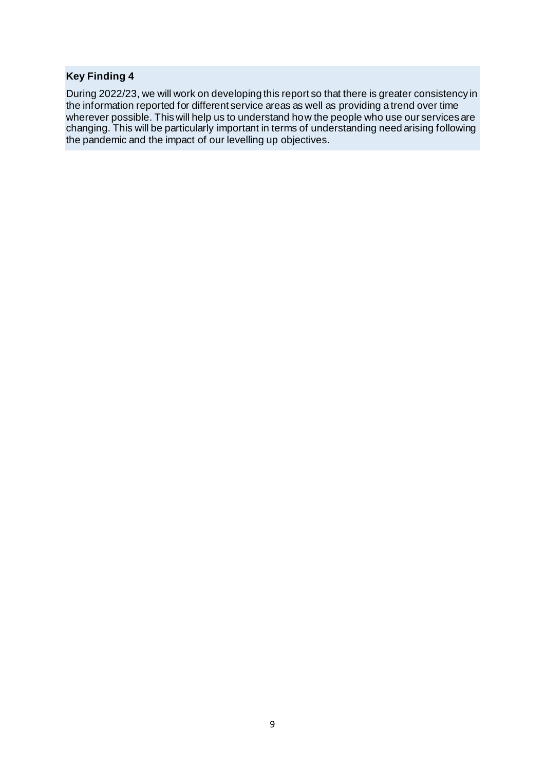**Key Finding 4**

During 2022/23, we will work on developing this report so that there is greater consistency in the information reported for different service areas as well as providing a trend over time wherever possible. This will help us to understand how the people who use our services are changing. This will be particularly important in terms of understanding need arising following the pandemic and the impact of our levelling up objectives.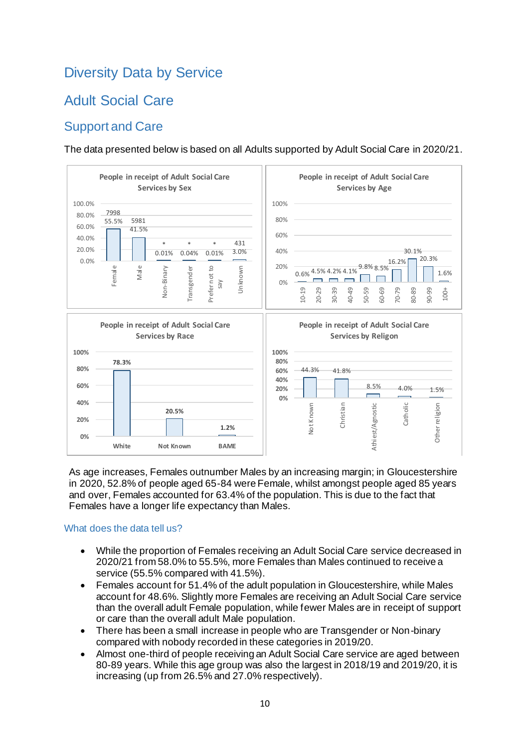# Diversity Data by Service

## Adult Social Care

### Support and Care

The data presented below is based on all Adults supported by Adult Social Care in 2020/21.

**People in receipt of Adult Social Care Services by Sex**

| Sex | Number | Percentage |
|---|---|---|
| Female | 7998 | 55.5% |
| Male | 5981 | 41.5% |
| Non-Binary | * | 0.01% |
| Transgender | * | 0.04% |
| Prefer not to say | * | 0.01% |
| Unknown | 431 | 3.0% |

**People in receipt of Adult Social Care Services by Age**

| Age | Percentage |
|---|---|
| 10-19 | 0.6% |
| 20-29 | 4.5% |
| 30-39 | 4.2% |
| 40-49 | 4.1% |
| 50-59 | 9.8% |
| 60-69 | 8.5% |
| 70-79 | 16.2% |
| 80-89 | 30.1% |
| 90-99 | 20.3% |
| 100+ | 1.6% |

**People in receipt of Adult Social Care Services by Race**

| Race | Percentage |
|---|---|
| White | 78.3% |
| Not Known | 20.5% |
| BAME | 1.2% |

**People in receipt of Adult Social Care Services by Religon**

| Religion | Percentage |
|---|---|
| Not Known | 44.3% |
| Christian | 41.8% |
| Athiest/Agnostic | 8.5% |
| Catholic | 4.0% |
| Other religion | 1.5% |

As age increases, Females outnumber Males by an increasing margin; in Gloucestershire in 2020, 52.8% of people aged 65-84 were Female, whilst amongst people aged 85 years and over, Females accounted for 63.4% of the population. This is due to the fact that Females have a longer life expectancy than Males.

#### What does the data tell us?

- While the proportion of Females receiving an Adult Social Care service decreased in 2020/21 from 58.0% to 55.5%, more Females than Males continued to receive a service (55.5% compared with 41.5%).
- Females account for 51.4% of the adult population in Gloucestershire, while Males account for 48.6%. Slightly more Females are receiving an Adult Social Care service than the overall adult Female population, while fewer Males are in receipt of support or care than the overall adult Male population.
- There has been a small increase in people who are Transgender or Non-binary compared with nobody recorded in these categories in 2019/20.
- Almost one-third of people receiving an Adult Social Care service are aged between 80-89 years. While this age group was also the largest in 2018/19 and 2019/20, it is increasing (up from 26.5% and 27.0% respectively).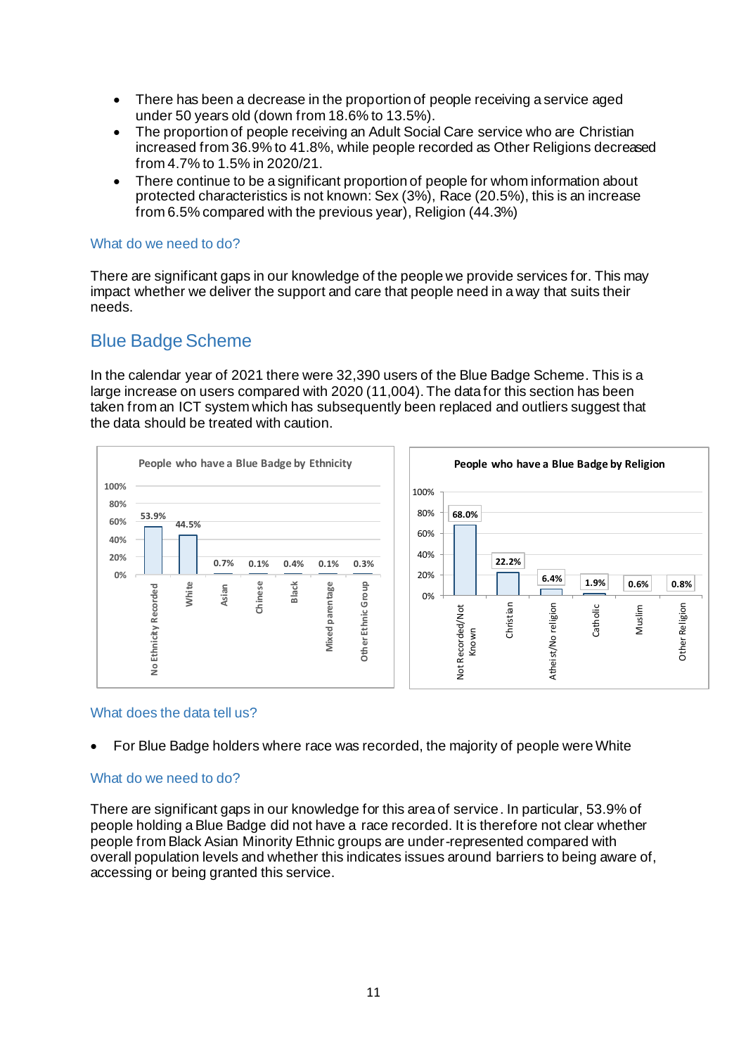- There has been a decrease in the proportion of people receiving a service aged under 50 years old (down from 18.6% to 13.5%).
- The proportion of people receiving an Adult Social Care service who are Christian increased from 36.9% to 41.8%, while people recorded as Other Religions decreased from 4.7% to 1.5% in 2020/21.
- There continue to be a significant proportion of people for whom information about protected characteristics is not known: Sex (3%), Race (20.5%), this is an increase from 6.5% compared with the previous year), Religion (44.3%)

### What do we need to do?

There are significant gaps in our knowledge of the people we provide services for. This may impact whether we deliver the support and care that people need in a way that suits their needs.

## Blue Badge Scheme

In the calendar year of 2021 there were 32,390 users of the Blue Badge Scheme. This is a large increase on users compared with 2020 (11,004). The data for this section has been taken from an ICT system which has subsequently been replaced and outliers suggest that the data should be treated with caution.

**People who have a Blue Badge by Ethnicity**

| Ethnicity | Percentage |
|---|---|
| No Ethnicity Recorded | 53.9% |
| White | 44.5% |
| Asian | 0.7% |
| Chinese | 0.1% |
| Black | 0.4% |
| Mixed parentage | 0.1% |
| Other Ethnic Group | 0.3% |

**People who have a Blue Badge by Religion**

| Religion | Percentage |
|---|---|
| Not Recorded/Not Known | 68.0% |
| Christian | 22.2% |
| Atheist/No religion | 6.4% |
| Catholic | 1.9% |
| Muslim | 0.6% |
| Other Religion | 0.8% |

### What does the data tell us?

- For Blue Badge holders where race was recorded, the majority of people were White

### What do we need to do?

There are significant gaps in our knowledge for this area of service. In particular, 53.9% of people holding a Blue Badge did not have a race recorded. It is therefore not clear whether people from Black Asian Minority Ethnic groups are under-represented compared with overall population levels and whether this indicates issues around barriers to being aware of, accessing or being granted this service.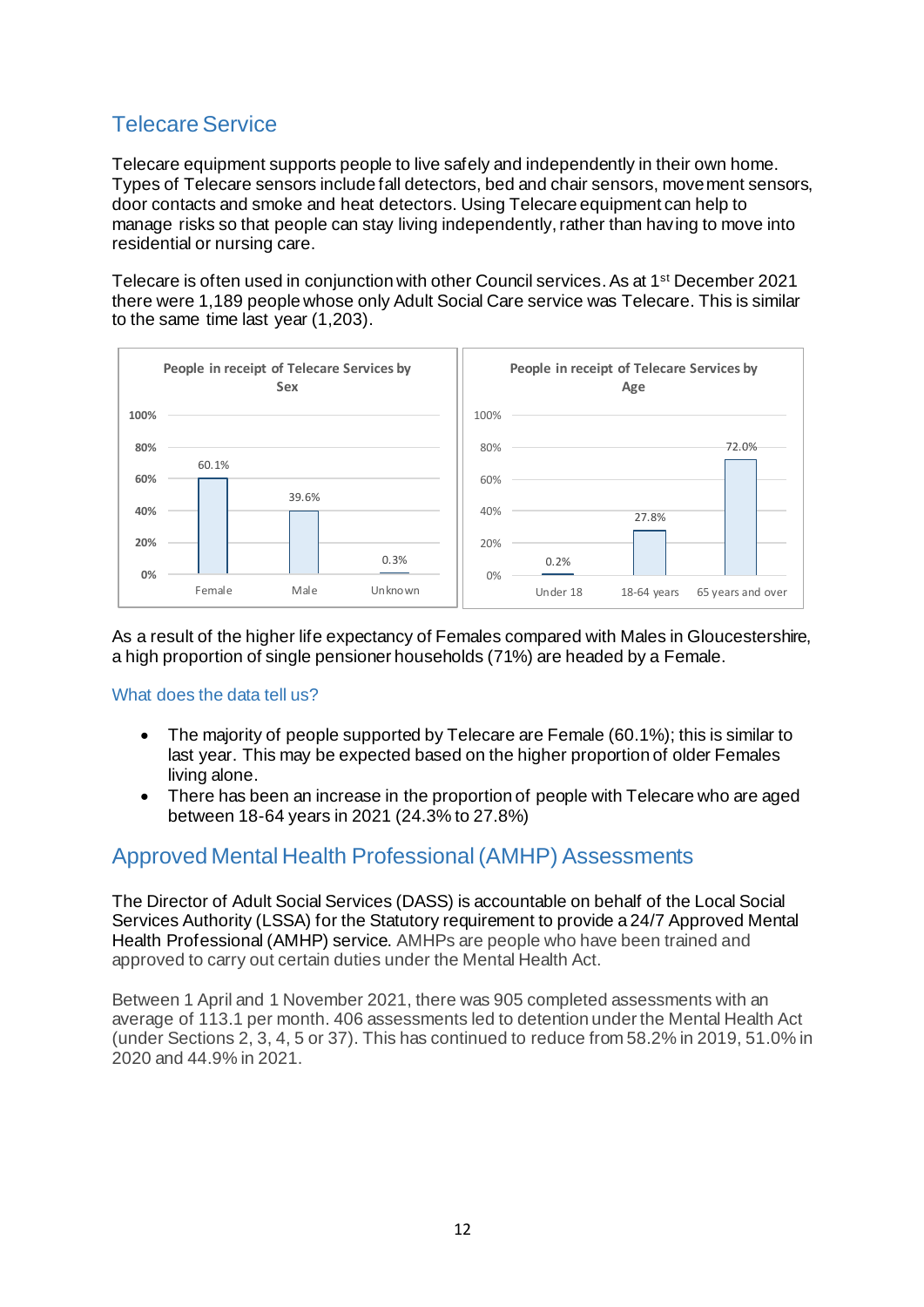## Telecare Service

Telecare equipment supports people to live safely and independently in their own home. Types of Telecare sensors include fall detectors, bed and chair sensors, movement sensors, door contacts and smoke and heat detectors. Using Telecare equipment can help to manage risks so that people can stay living independently, rather than having to move into residential or nursing care.

Telecare is often used in conjunction with other Council services. As at 1st December 2021 there were 1,189 people whose only Adult Social Care service was Telecare. This is similar to the same time last year (1,203).

**People in receipt of Telecare Services by Sex**

| Sex | Percentage |
| --- | --- |
| Female | 60.1% |
| Male | 39.6% |
| Unknown | 0.3% |

**People in receipt of Telecare Services by Age**

| Age | Percentage |
| --- | --- |
| Under 18 | 0.2% |
| 18-64 years | 27.8% |
| 65 years and over | 72.0% |

As a result of the higher life expectancy of Females compared with Males in Gloucestershire, a high proportion of single pensioner households (71%) are headed by a Female.

### What does the data tell us?

- The majority of people supported by Telecare are Female (60.1%); this is similar to last year. This may be expected based on the higher proportion of older Females living alone.
- There has been an increase in the proportion of people with Telecare who are aged between 18-64 years in 2021 (24.3% to 27.8%)

## Approved Mental Health Professional (AMHP) Assessments

The Director of Adult Social Services (DASS) is accountable on behalf of the Local Social Services Authority (LSSA) for the Statutory requirement to provide a 24/7 Approved Mental Health Professional (AMHP) service. AMHPs are people who have been trained and approved to carry out certain duties under the Mental Health Act.

Between 1 April and 1 November 2021, there was 905 completed assessments with an average of 113.1 per month. 406 assessments led to detention under the Mental Health Act (under Sections 2, 3, 4, 5 or 37). This has continued to reduce from 58.2% in 2019, 51.0% in 2020 and 44.9% in 2021.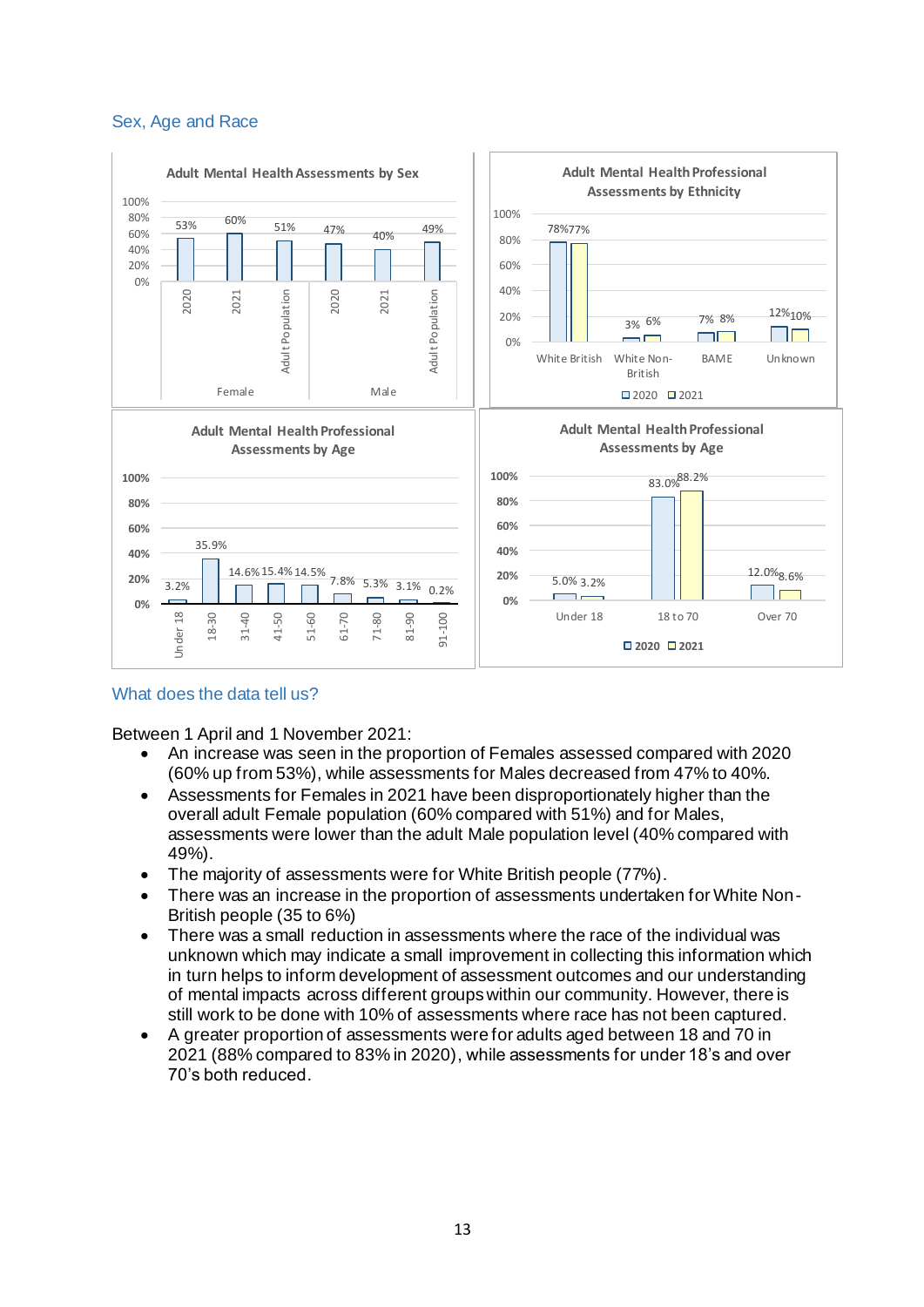## Sex, Age and Race

**Adult Mental Health Assessments by Sex**

| | 2020 | 2021 | Adult Population |
|---|---|---|---|
| Female | 53% | 60% | 51% |
| Male | 47% | 40% | 49% |

**Adult Mental Health Professional Assessments by Ethnicity**

| | 2020 | 2021 |
|---|---|---|
| White British | 78% | 77% |
| White Non-British | 3% | 6% |
| BAME | 7% | 8% |
| Unknown | 12% | 10% |

**Adult Mental Health Professional Assessments by Age**

| Under 18 | 18-30 | 31-40 | 41-50 | 51-60 | 61-70 | 71-80 | 81-90 | 91-100 |
|---|---|---|---|---|---|---|---|---|
| 3.2% | 35.9% | 14.6% | 15.4% | 14.5% | 7.8% | 5.3% | 3.1% | 0.2% |

**Adult Mental Health Professional Assessments by Age**

| | 2020 | 2021 |
|---|---|---|
| Under 18 | 5.0% | 3.2% |
| 18 to 70 | 83.0% | 88.2% |
| Over 70 | 12.0% | 8.6% |

## What does the data tell us?

Between 1 April and 1 November 2021:

- An increase was seen in the proportion of Females assessed compared with 2020 (60% up from 53%), while assessments for Males decreased from 47% to 40%.
- Assessments for Females in 2021 have been disproportionately higher than the overall adult Female population (60% compared with 51%) and for Males, assessments were lower than the adult Male population level (40% compared with 49%).
- The majority of assessments were for White British people (77%).
- There was an increase in the proportion of assessments undertaken for White Non-British people (35 to 6%)
- There was a small reduction in assessments where the race of the individual was unknown which may indicate a small improvement in collecting this information which in turn helps to inform development of assessment outcomes and our understanding of mental impacts across different groups within our community. However, there is still work to be done with 10% of assessments where race has not been captured.
- A greater proportion of assessments were for adults aged between 18 and 70 in 2021 (88% compared to 83% in 2020), while assessments for under 18's and over 70's both reduced.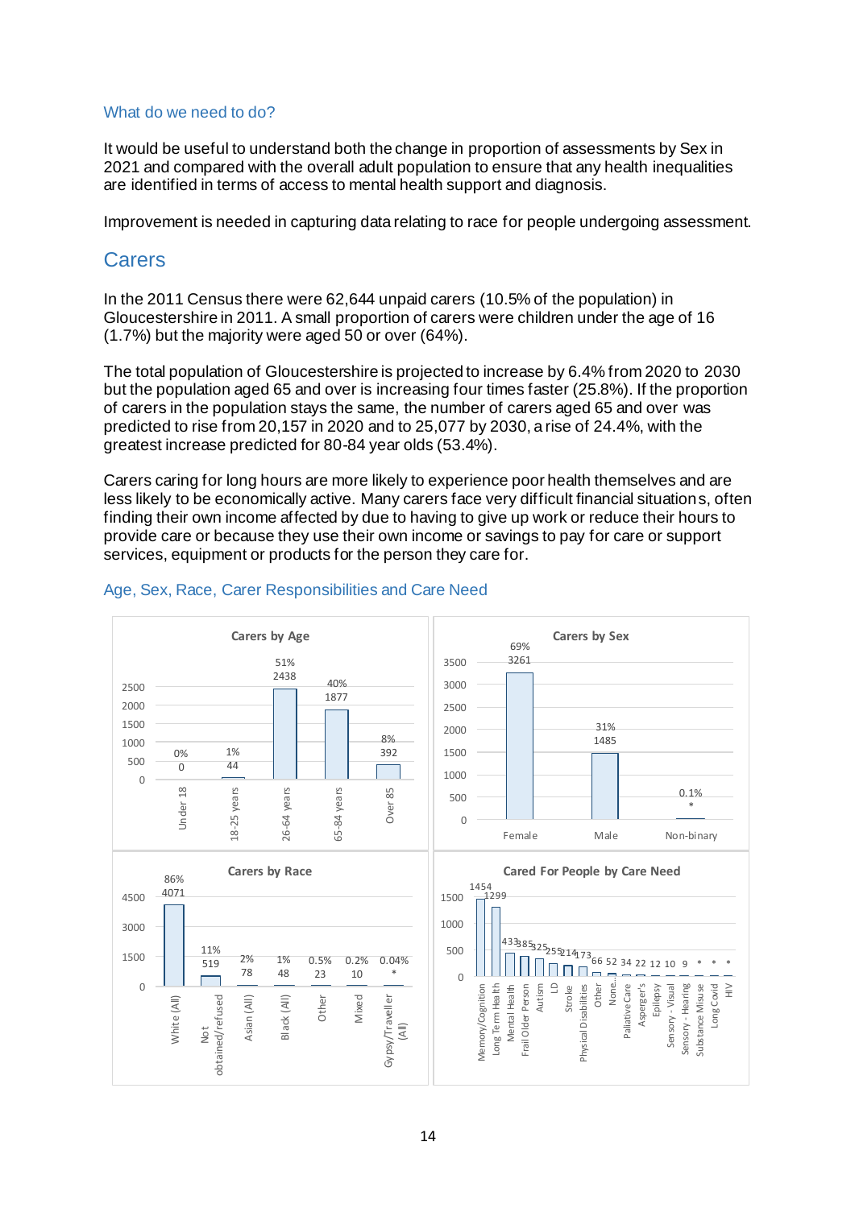### What do we need to do?

It would be useful to understand both the change in proportion of assessments by Sex in 2021 and compared with the overall adult population to ensure that any health inequalities are identified in terms of access to mental health support and diagnosis.

Improvement is needed in capturing data relating to race for people undergoing assessment.

## Carers

In the 2011 Census there were 62,644 unpaid carers (10.5% of the population) in Gloucestershire in 2011. A small proportion of carers were children under the age of 16 (1.7%) but the majority were aged 50 or over (64%).

The total population of Gloucestershire is projected to increase by 6.4% from 2020 to 2030 but the population aged 65 and over is increasing four times faster (25.8%). If the proportion of carers in the population stays the same, the number of carers aged 65 and over was predicted to rise from 20,157 in 2020 and to 25,077 by 2030, a rise of 24.4%, with the greatest increase predicted for 80-84 year olds (53.4%).

Carers caring for long hours are more likely to experience poor health themselves and are less likely to be economically active. Many carers face very difficult financial situations, often finding their own income affected by due to having to give up work or reduce their hours to provide care or because they use their own income or savings to pay for care or support services, equipment or products for the person they care for.

### Age, Sex, Race, Carer Responsibilities and Care Need

**Carers by Age**

| Age | Number | % |
|---|---|---|
| Under 18 | 0 | 0% |
| 18-25 years | 44 | 1% |
| 26-64 years | 2438 | 51% |
| 65-84 years | 1877 | 40% |
| Over 85 | 392 | 8% |

**Carers by Sex**

| Sex | Number | % |
|---|---|---|
| Female | 3261 | 69% |
| Male | 1485 | 31% |
| Non-binary | * | 0.1% |

**Carers by Race**

| Race | Number | % |
|---|---|---|
| White (All) | 4071 | 86% |
| Not obtained/refused | 519 | 11% |
| Asian (All) | 78 | 2% |
| Black (All) | 48 | 1% |
| Other | 23 | 0.5% |
| Mixed | 10 | 0.2% |
| Gypsy/Traveller (All) | * | 0.04% |

**Cared For People by Care Need**

| Care Need | Number |
|---|---|
| Memory/Cognition | 1454 |
| Long Term Health | 1299 |
| Mental Health | 433 |
| Frail Older Person | 385 |
| Autism | 325 |
| LD | 255 |
| Stroke | 214 |
| Physical Disabilities | 173 |
| Other | 66 |
| None... | 52 |
| Palliative Care | 34 |
| Asperger's | 22 |
| Epilepsy | 12 |
| Sensory - Visual | 10 |
| Sensory - Hearing | 9 |
| Substance Misuse | * |
| Long Covid | * |
| HIV | * |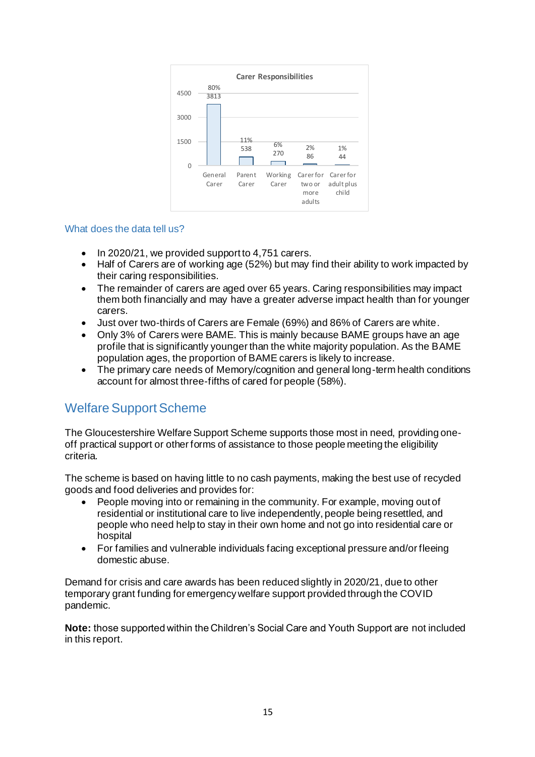**Carer Responsibilities**

| Carer type | Percentage | Number |
|---|---|---|
| General Carer | 80% | 3813 |
| Parent Carer | 11% | 538 |
| Working Carer | 6% | 270 |
| Carer for two or more adults | 2% | 86 |
| Carer for adult plus child | 1% | 44 |

### What does the data tell us?

- In 2020/21, we provided support to 4,751 carers.
- Half of Carers are of working age (52%) but may find their ability to work impacted by their caring responsibilities.
- The remainder of carers are aged over 65 years. Caring responsibilities may impact them both financially and may have a greater adverse impact health than for younger carers.
- Just over two-thirds of Carers are Female (69%) and 86% of Carers are white.
- Only 3% of Carers were BAME. This is mainly because BAME groups have an age profile that is significantly younger than the white majority population. As the BAME population ages, the proportion of BAME carers is likely to increase.
- The primary care needs of Memory/cognition and general long-term health conditions account for almost three-fifths of cared for people (58%).

## Welfare Support Scheme

The Gloucestershire Welfare Support Scheme supports those most in need, providing one-off practical support or other forms of assistance to those people meeting the eligibility criteria.

The scheme is based on having little to no cash payments, making the best use of recycled goods and food deliveries and provides for:

- People moving into or remaining in the community. For example, moving out of residential or institutional care to live independently, people being resettled, and people who need help to stay in their own home and not go into residential care or hospital
- For families and vulnerable individuals facing exceptional pressure and/or fleeing domestic abuse.

Demand for crisis and care awards has been reduced slightly in 2020/21, due to other temporary grant funding for emergency welfare support provided through the COVID pandemic.

**Note:** those supported within the Children's Social Care and Youth Support are not included in this report.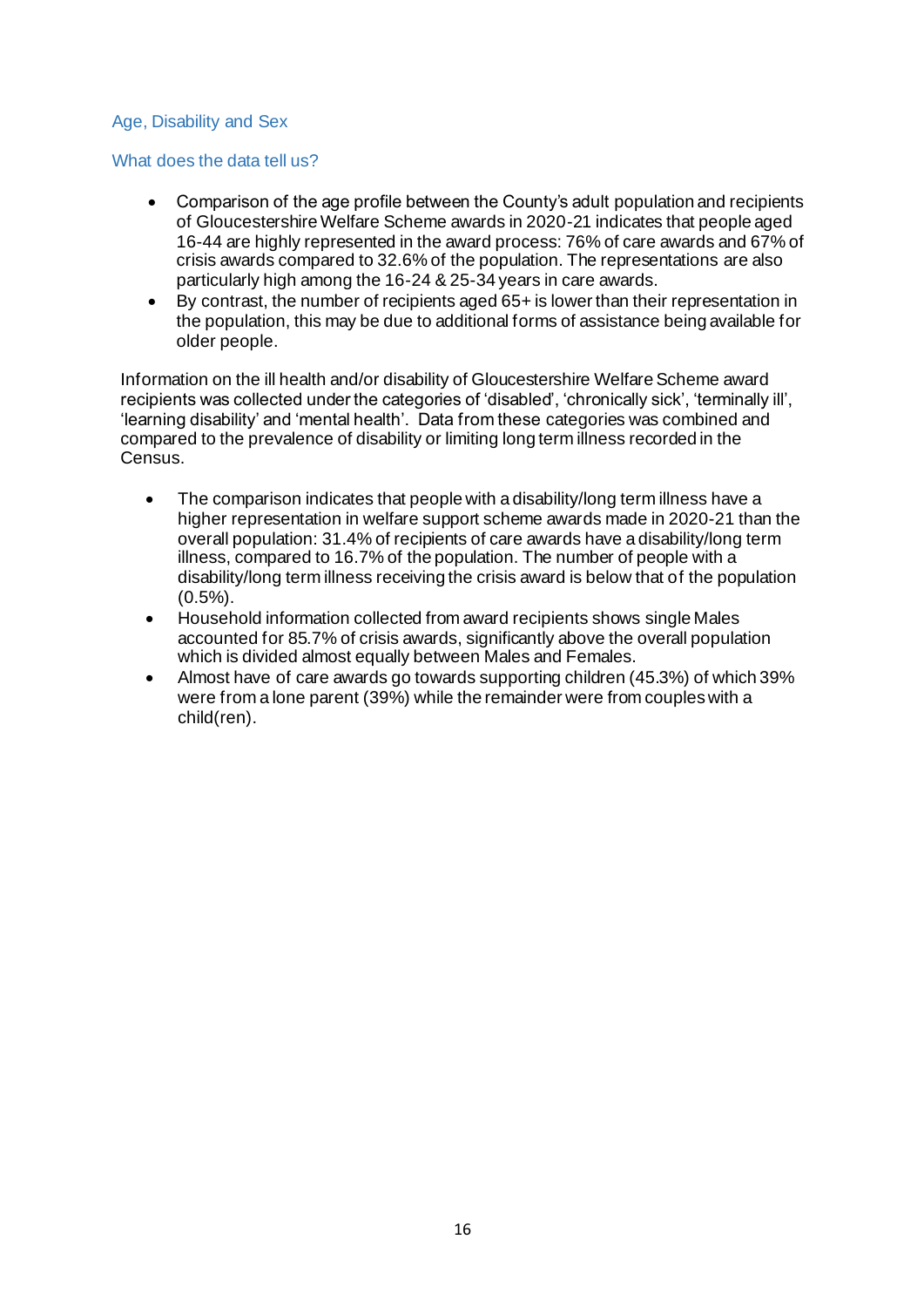### Age, Disability and Sex

#### What does the data tell us?

- Comparison of the age profile between the County's adult population and recipients of Gloucestershire Welfare Scheme awards in 2020-21 indicates that people aged 16-44 are highly represented in the award process: 76% of care awards and 67% of crisis awards compared to 32.6% of the population. The representations are also particularly high among the 16-24 & 25-34 years in care awards.
- By contrast, the number of recipients aged 65+ is lower than their representation in the population, this may be due to additional forms of assistance being available for older people.

Information on the ill health and/or disability of Gloucestershire Welfare Scheme award recipients was collected under the categories of 'disabled', 'chronically sick', 'terminally ill', 'learning disability' and 'mental health'. Data from these categories was combined and compared to the prevalence of disability or limiting long term illness recorded in the Census.

- The comparison indicates that people with a disability/long term illness have a higher representation in welfare support scheme awards made in 2020-21 than the overall population: 31.4% of recipients of care awards have a disability/long term illness, compared to 16.7% of the population. The number of people with a disability/long term illness receiving the crisis award is below that of the population (0.5%).
- Household information collected from award recipients shows single Males accounted for 85.7% of crisis awards, significantly above the overall population which is divided almost equally between Males and Females.
- Almost have of care awards go towards supporting children (45.3%) of which 39% were from a lone parent (39%) while the remainder were from couples with a child(ren).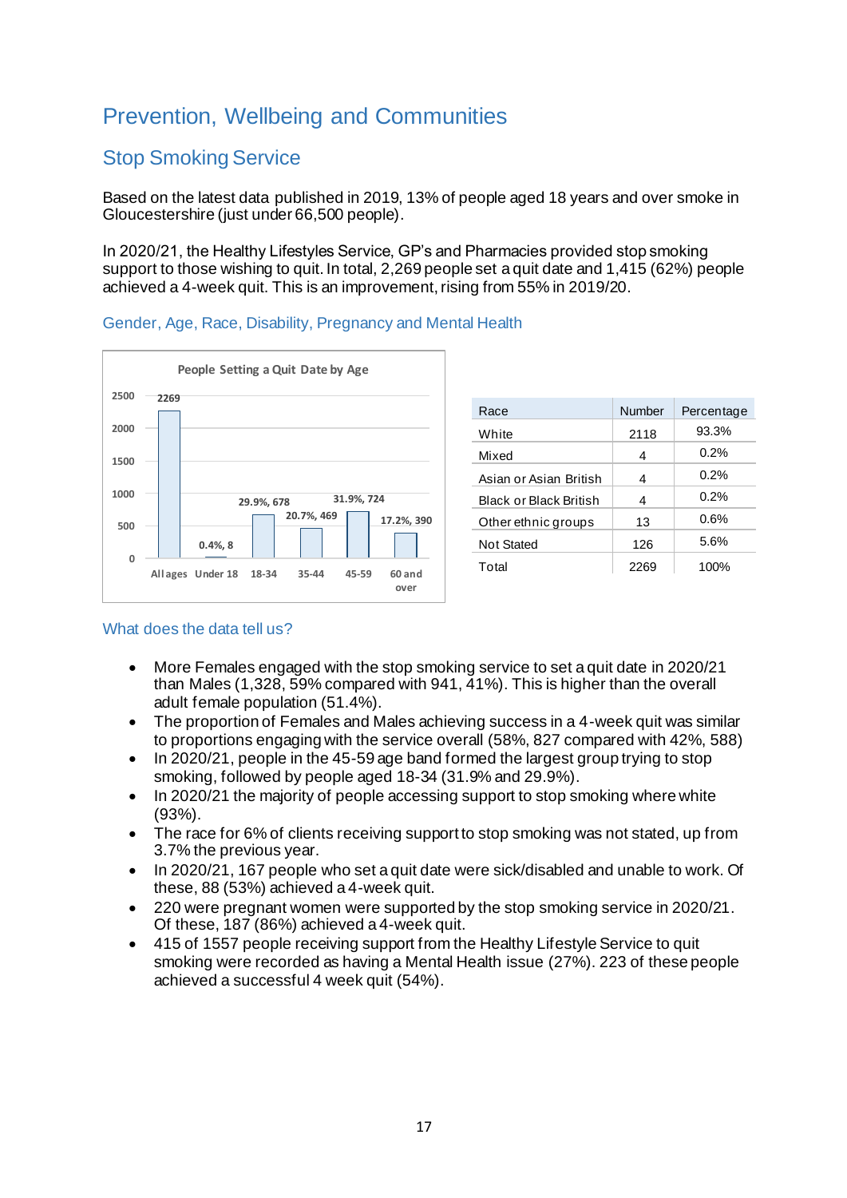# Prevention, Wellbeing and Communities

## Stop Smoking Service

Based on the latest data published in 2019, 13% of people aged 18 years and over smoke in Gloucestershire (just under 66,500 people).

In 2020/21, the Healthy Lifestyles Service, GP's and Pharmacies provided stop smoking support to those wishing to quit. In total, 2,269 people set a quit date and 1,415 (62%) people achieved a 4-week quit. This is an improvement, rising from 55% in 2019/20.

### Gender, Age, Race, Disability, Pregnancy and Mental Health

People Setting a Quit Date by Age

| Age | Percentage | Number |
|---|---|---|
| All ages | | 2269 |
| Under 18 | 0.4% | 8 |
| 18-34 | 29.9% | 678 |
| 35-44 | 20.7% | 469 |
| 45-59 | 31.9% | 724 |
| 60 and over | 17.2% | 390 |

| Race | Number | Percentage |
|---|---|---|
| White | 2118 | 93.3% |
| Mixed | 4 | 0.2% |
| Asian or Asian British | 4 | 0.2% |
| Black or Black British | 4 | 0.2% |
| Other ethnic groups | 13 | 0.6% |
| Not Stated | 126 | 5.6% |
| Total | 2269 | 100% |

### What does the data tell us?

- More Females engaged with the stop smoking service to set a quit date in 2020/21 than Males (1,328, 59% compared with 941, 41%). This is higher than the overall adult female population (51.4%).
- The proportion of Females and Males achieving success in a 4-week quit was similar to proportions engaging with the service overall (58%, 827 compared with 42%, 588)
- In 2020/21, people in the 45-59 age band formed the largest group trying to stop smoking, followed by people aged 18-34 (31.9% and 29.9%).
- In 2020/21 the majority of people accessing support to stop smoking where white (93%).
- The race for 6% of clients receiving support to stop smoking was not stated, up from 3.7% the previous year.
- In 2020/21, 167 people who set a quit date were sick/disabled and unable to work. Of these, 88 (53%) achieved a 4-week quit.
- 220 were pregnant women were supported by the stop smoking service in 2020/21. Of these, 187 (86%) achieved a 4-week quit.
- 415 of 1557 people receiving support from the Healthy Lifestyle Service to quit smoking were recorded as having a Mental Health issue (27%). 223 of these people achieved a successful 4 week quit (54%).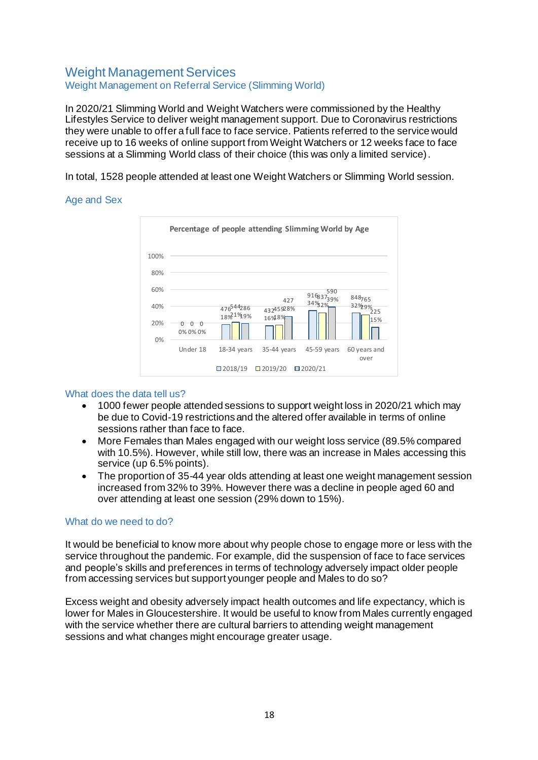# Weight Management Services

## Weight Management on Referral Service (Slimming World)

In 2020/21 Slimming World and Weight Watchers were commissioned by the Healthy Lifestyles Service to deliver weight management support. Due to Coronavirus restrictions they were unable to offer a full face to face service. Patients referred to the service would receive up to 16 weeks of online support from Weight Watchers or 12 weeks face to face sessions at a Slimming World class of their choice (this was only a limited service).

In total, 1528 people attended at least one Weight Watchers or Slimming World session.

### Age and Sex

**Percentage of people attending Slimming World by Age**

| Age | 2018/19 | 2019/20 | 2020/21 |
|---|---|---|---|
| Under 18 | 0 (0%) | 0 (0%) | 0 (0%) |
| 18-34 years | 476 (18%) | 544 (21%) | 286 (19%) |
| 35-44 years | 432 (16%) | 459 (18%) | 427 (28%) |
| 45-59 years | 916 (34%) | 837 (32%) | 590 (39%) |
| 60 years and over | 848 (32%) | 765 (29%) | 225 (15%) |

### What does the data tell us?

- 1000 fewer people attended sessions to support weight loss in 2020/21 which may be due to Covid-19 restrictions and the altered offer available in terms of online sessions rather than face to face.
- More Females than Males engaged with our weight loss service (89.5% compared with 10.5%). However, while still low, there was an increase in Males accessing this service (up 6.5% points).
- The proportion of 35-44 year olds attending at least one weight management session increased from 32% to 39%. However there was a decline in people aged 60 and over attending at least one session (29% down to 15%).

### What do we need to do?

It would be beneficial to know more about why people chose to engage more or less with the service throughout the pandemic. For example, did the suspension of face to face services and people's skills and preferences in terms of technology adversely impact older people from accessing services but support younger people and Males to do so?

Excess weight and obesity adversely impact health outcomes and life expectancy, which is lower for Males in Gloucestershire. It would be useful to know from Males currently engaged with the service whether there are cultural barriers to attending weight management sessions and what changes might encourage greater usage.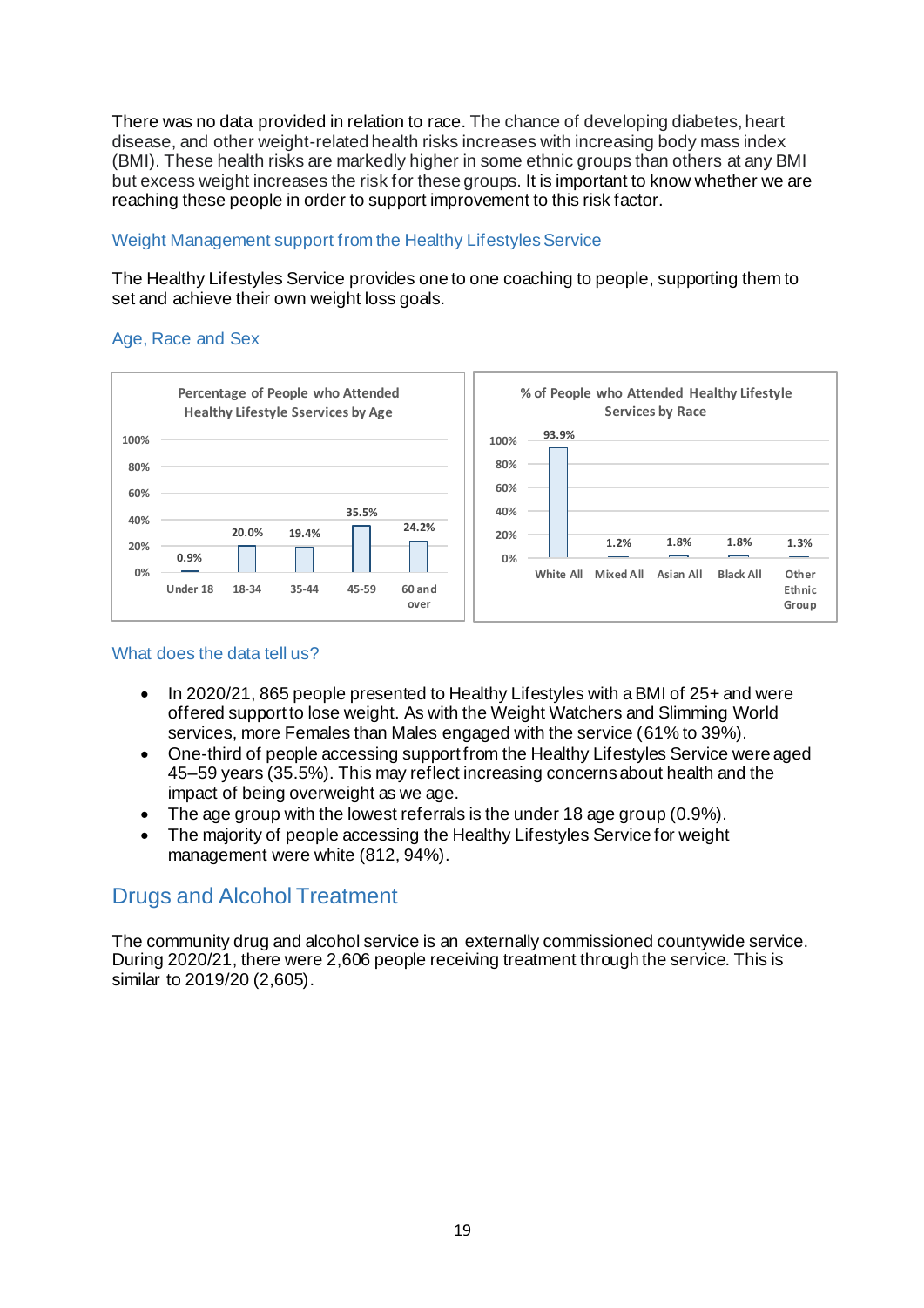There was no data provided in relation to race. The chance of developing diabetes, heart disease, and other weight-related health risks increases with increasing body mass index (BMI). These health risks are markedly higher in some ethnic groups than others at any BMI but excess weight increases the risk for these groups. It is important to know whether we are reaching these people in order to support improvement to this risk factor.

### Weight Management support from the Healthy Lifestyles Service

The Healthy Lifestyles Service provides one to one coaching to people, supporting them to set and achieve their own weight loss goals.

### Age, Race and Sex

**Percentage of People who Attended Healthy Lifestyle Sservices by Age**

| Age | % |
|---|---|
| Under 18 | 0.9% |
| 18-34 | 20.0% |
| 35-44 | 19.4% |
| 45-59 | 35.5% |
| 60 and over | 24.2% |

**% of People who Attended Healthy Lifestyle Services by Race**

| Race | % |
|---|---|
| White All | 93.9% |
| Mixed All | 1.2% |
| Asian All | 1.8% |
| Black All | 1.8% |
| Other Ethnic Group | 1.3% |

### What does the data tell us?

- In 2020/21, 865 people presented to Healthy Lifestyles with a BMI of 25+ and were offered support to lose weight. As with the Weight Watchers and Slimming World services, more Females than Males engaged with the service (61% to 39%).
- One-third of people accessing support from the Healthy Lifestyles Service were aged 45–59 years (35.5%). This may reflect increasing concerns about health and the impact of being overweight as we age.
- The age group with the lowest referrals is the under 18 age group (0.9%).
- The majority of people accessing the Healthy Lifestyles Service for weight management were white (812, 94%).

## Drugs and Alcohol Treatment

The community drug and alcohol service is an externally commissioned countywide service. During 2020/21, there were 2,606 people receiving treatment through the service. This is similar to 2019/20 (2,605).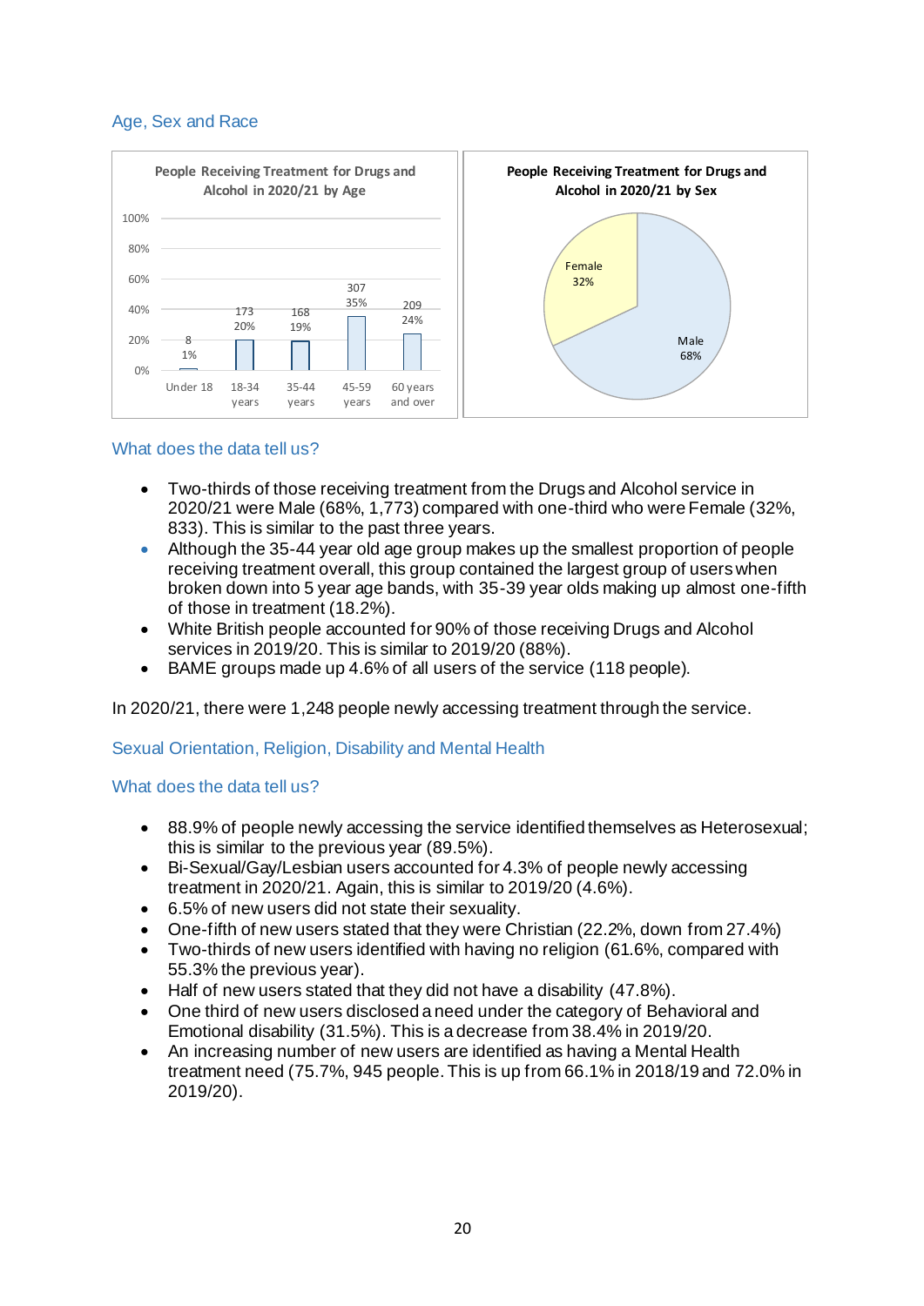## Age, Sex and Race

People Receiving Treatment for Drugs and Alcohol in 2020/21 by Age

| Age | Number | Percentage |
|---|---|---|
| Under 18 | 8 | 1% |
| 18-34 years | 173 | 20% |
| 35-44 years | 168 | 19% |
| 45-59 years | 307 | 35% |
| 60 years and over | 209 | 24% |

People Receiving Treatment for Drugs and Alcohol in 2020/21 by Sex

| Sex | Percentage |
|---|---|
| Female | 32% |
| Male | 68% |

### What does the data tell us?

- Two-thirds of those receiving treatment from the Drugs and Alcohol service in 2020/21 were Male (68%, 1,773) compared with one-third who were Female (32%, 833). This is similar to the past three years.
- Although the 35-44 year old age group makes up the smallest proportion of people receiving treatment overall, this group contained the largest group of users when broken down into 5 year age bands, with 35-39 year olds making up almost one-fifth of those in treatment (18.2%).
- White British people accounted for 90% of those receiving Drugs and Alcohol services in 2019/20. This is similar to 2019/20 (88%).
- BAME groups made up 4.6% of all users of the service (118 people).

In 2020/21, there were 1,248 people newly accessing treatment through the service.

## Sexual Orientation, Religion, Disability and Mental Health

### What does the data tell us?

- 88.9% of people newly accessing the service identified themselves as Heterosexual; this is similar to the previous year (89.5%).
- Bi-Sexual/Gay/Lesbian users accounted for 4.3% of people newly accessing treatment in 2020/21. Again, this is similar to 2019/20 (4.6%).
- 6.5% of new users did not state their sexuality.
- One-fifth of new users stated that they were Christian (22.2%, down from 27.4%)
- Two-thirds of new users identified with having no religion (61.6%, compared with 55.3% the previous year).
- Half of new users stated that they did not have a disability (47.8%).
- One third of new users disclosed a need under the category of Behavioral and Emotional disability (31.5%). This is a decrease from 38.4% in 2019/20.
- An increasing number of new users are identified as having a Mental Health treatment need (75.7%, 945 people. This is up from 66.1% in 2018/19 and 72.0% in 2019/20).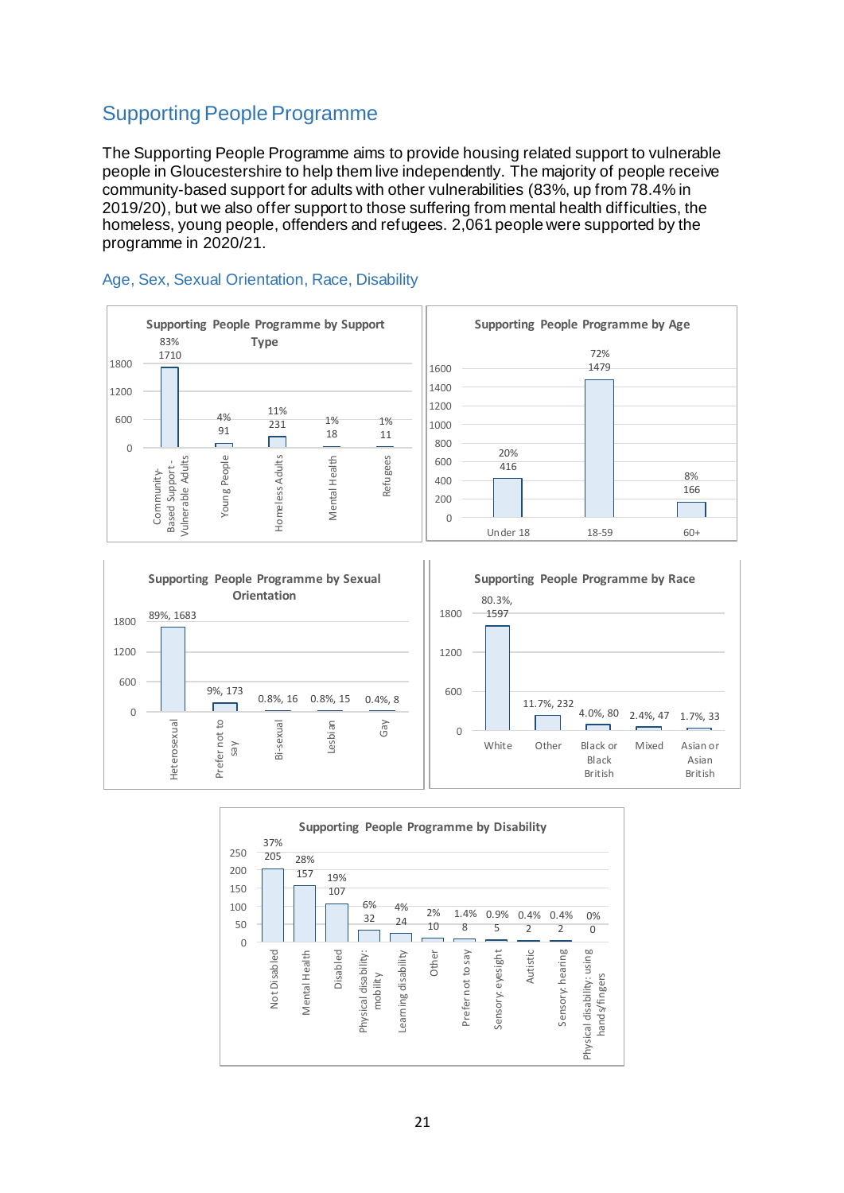## Supporting People Programme

The Supporting People Programme aims to provide housing related support to vulnerable people in Gloucestershire to help them live independently. The majority of people receive community-based support for adults with other vulnerabilities (83%, up from 78.4% in 2019/20), but we also offer support to those suffering from mental health difficulties, the homeless, young people, offenders and refugees. 2,061 people were supported by the programme in 2020/21.

### Age, Sex, Sexual Orientation, Race, Disability

**Supporting People Programme by Support Type**

| Support Type | Number | % |
|---|---|---|
| Community-Based Support - Vulnerable Adults | 1710 | 83% |
| Young People | 91 | 4% |
| Homeless Adults | 231 | 11% |
| Mental Health | 18 | 1% |
| Refugees | 11 | 1% |

**Supporting People Programme by Age**

| Age | Number | % |
|---|---|---|
| Under 18 | 416 | 20% |
| 18-59 | 1479 | 72% |
| 60+ | 166 | 8% |

**Supporting People Programme by Sexual Orientation**

| Sexual Orientation | % | Number |
|---|---|---|
| Heterosexual | 89% | 1683 |
| Prefer not to say | 9% | 173 |
| Bi-sexual | 0.8% | 16 |
| Lesbian | 0.8% | 15 |
| Gay | 0.4% | 8 |

**Supporting People Programme by Race**

| Race | % | Number |
|---|---|---|
| White | 80.3% | 1597 |
| Other | 11.7% | 232 |
| Black or Black British | 4.0% | 80 |
| Mixed | 2.4% | 47 |
| Asian or Asian British | 1.7% | 33 |

**Supporting People Programme by Disability**

| Disability | Number | % |
|---|---|---|
| Not Disabled | 205 | 37% |
| Mental Health | 157 | 28% |
| Disabled | 107 | 19% |
| Physical disability: mobility | 32 | 6% |
| Learning disability | 24 | 4% |
| Other | 10 | 2% |
| Prefer not to say | 8 | 1.4% |
| Sensory: eyesight | 5 | 0.9% |
| Autistic | 2 | 0.4% |
| Sensory: hearing | 2 | 0.4% |
| Physical disability: using hands/fingers | 0 | 0% |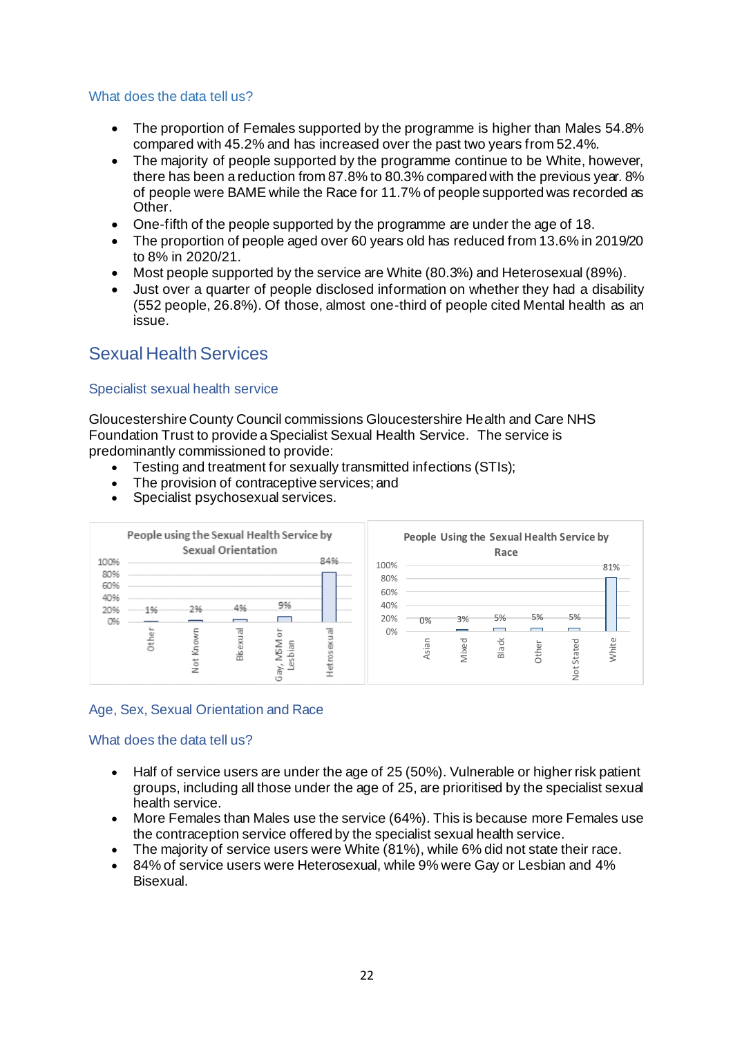### What does the data tell us?

- The proportion of Females supported by the programme is higher than Males 54.8% compared with 45.2% and has increased over the past two years from 52.4%.
- The majority of people supported by the programme continue to be White, however, there has been a reduction from 87.8% to 80.3% compared with the previous year. 8% of people were BAME while the Race for 11.7% of people supported was recorded as Other.
- One-fifth of the people supported by the programme are under the age of 18.
- The proportion of people aged over 60 years old has reduced from 13.6% in 2019/20 to 8% in 2020/21.
- Most people supported by the service are White (80.3%) and Heterosexual (89%).
- Just over a quarter of people disclosed information on whether they had a disability (552 people, 26.8%). Of those, almost one-third of people cited Mental health as an issue.

## Sexual Health Services

### Specialist sexual health service

Gloucestershire County Council commissions Gloucestershire Health and Care NHS Foundation Trust to provide a Specialist Sexual Health Service. The service is predominantly commissioned to provide:

- Testing and treatment for sexually transmitted infections (STIs);
- The provision of contraceptive services; and
- Specialist psychosexual services.

**People using the Sexual Health Service by Sexual Orientation**

| Sexual Orientation | % |
|---|---|
| Other | 1% |
| Not Known | 2% |
| Bisexual | 4% |
| Gay, MSM or Lesbian | 9% |
| Hetrosexual | 84% |

**People Using the Sexual Health Service by Race**

| Race | % |
|---|---|
| Asian | 0% |
| Mixed | 3% |
| Black | 5% |
| Other | 5% |
| Not Stated | 5% |
| White | 81% |

### Age, Sex, Sexual Orientation and Race

### What does the data tell us?

- Half of service users are under the age of 25 (50%). Vulnerable or higher risk patient groups, including all those under the age of 25, are prioritised by the specialist sexual health service.
- More Females than Males use the service (64%). This is because more Females use the contraception service offered by the specialist sexual health service.
- The majority of service users were White (81%), while 6% did not state their race.
- 84% of service users were Heterosexual, while 9% were Gay or Lesbian and 4% Bisexual.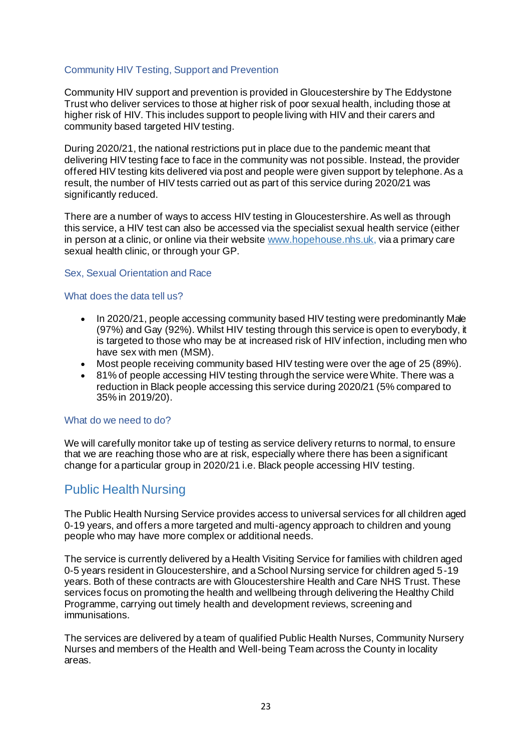### Community HIV Testing, Support and Prevention

Community HIV support and prevention is provided in Gloucestershire by The Eddystone Trust who deliver services to those at higher risk of poor sexual health, including those at higher risk of HIV. This includes support to people living with HIV and their carers and community based targeted HIV testing.

During 2020/21, the national restrictions put in place due to the pandemic meant that delivering HIV testing face to face in the community was not possible. Instead, the provider offered HIV testing kits delivered via post and people were given support by telephone. As a result, the number of HIV tests carried out as part of this service during 2020/21 was significantly reduced.

There are a number of ways to access HIV testing in Gloucestershire. As well as through this service, a HIV test can also be accessed via the specialist sexual health service (either in person at a clinic, or online via their website [www.hopehouse.nhs.uk](http://www.hopehouse.nhs.uk), via a primary care sexual health clinic, or through your GP.

### Sex, Sexual Orientation and Race

### What does the data tell us?

- In 2020/21, people accessing community based HIV testing were predominantly Male (97%) and Gay (92%). Whilst HIV testing through this service is open to everybody, it is targeted to those who may be at increased risk of HIV infection, including men who have sex with men (MSM).
- Most people receiving community based HIV testing were over the age of 25 (89%).
- 81% of people accessing HIV testing through the service were White. There was a reduction in Black people accessing this service during 2020/21 (5% compared to 35% in 2019/20).

### What do we need to do?

We will carefully monitor take up of testing as service delivery returns to normal, to ensure that we are reaching those who are at risk, especially where there has been a significant change for a particular group in 2020/21 i.e. Black people accessing HIV testing.

## Public Health Nursing

The Public Health Nursing Service provides access to universal services for all children aged 0-19 years, and offers a more targeted and multi-agency approach to children and young people who may have more complex or additional needs.

The service is currently delivered by a Health Visiting Service for families with children aged 0-5 years resident in Gloucestershire, and a School Nursing service for children aged 5-19 years. Both of these contracts are with Gloucestershire Health and Care NHS Trust. These services focus on promoting the health and wellbeing through delivering the Healthy Child Programme, carrying out timely health and development reviews, screening and immunisations.

The services are delivered by a team of qualified Public Health Nurses, Community Nursery Nurses and members of the Health and Well-being Team across the County in locality areas.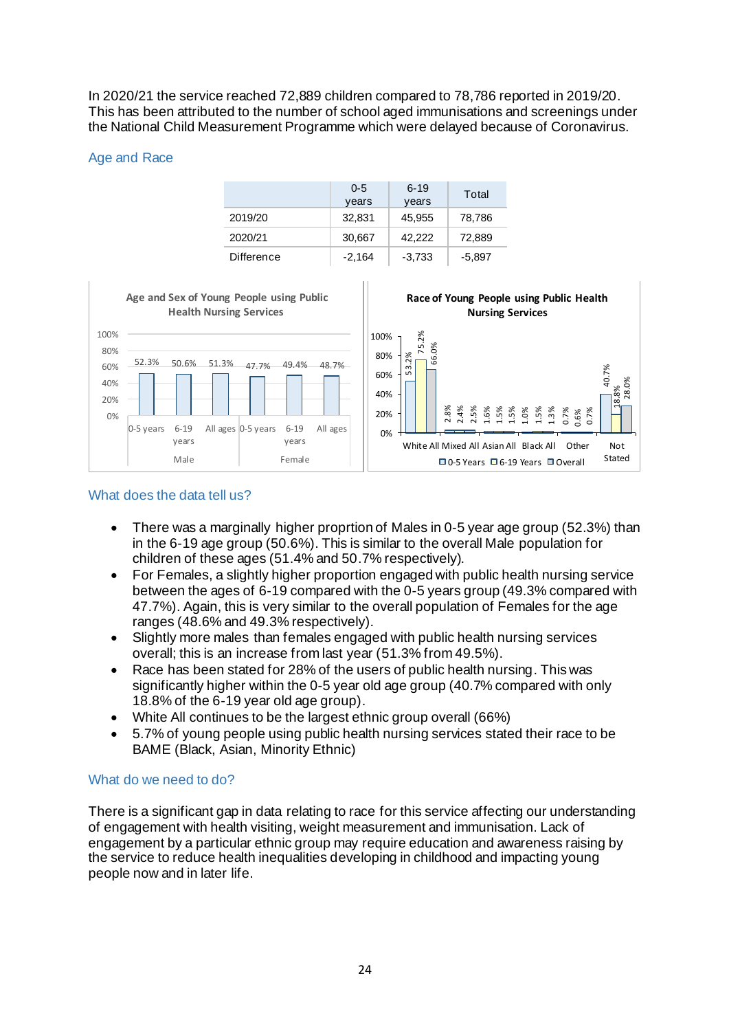In 2020/21 the service reached 72,889 children compared to 78,786 reported in 2019/20. This has been attributed to the number of school aged immunisations and screenings under the National Child Measurement Programme which were delayed because of Coronavirus.

## Age and Race

| | 0-5 years | 6-19 years | Total |
|---|---|---|---|
| 2019/20 | 32,831 | 45,955 | 78,786 |
| 2020/21 | 30,667 | 42,222 | 72,889 |
| Difference | -2,164 | -3,733 | -5,897 |

**Age and Sex of Young People using Public Health Nursing Services**

| | 0-5 years | 6-19 years | All ages |
|---|---|---|---|
| Male | 52.3% | 50.6% | 51.3% |
| Female | 47.7% | 49.4% | 48.7% |

**Race of Young People using Public Health Nursing Services**

| | 0-5 Years | 6-19 Years | Overall |
|---|---|---|---|
| White All | 53.2% | 75.2% | 66.0% |
| Mixed All | 2.8% | 2.4% | 2.5% |
| Asian All | 1.6% | 1.5% | 1.5% |
| Black All | 1.0% | 1.5% | 1.3% |
| Other | 0.7% | 0.6% | 0.7% |
| Not Stated | 40.7% | 18.8% | 28.0% |

## What does the data tell us?

- There was a marginally higher proprtion of Males in 0-5 year age group (52.3%) than in the 6-19 age group (50.6%). This is similar to the overall Male population for children of these ages (51.4% and 50.7% respectively).
- For Females, a slightly higher proportion engaged with public health nursing service between the ages of 6-19 compared with the 0-5 years group (49.3% compared with 47.7%). Again, this is very similar to the overall population of Females for the age ranges (48.6% and 49.3% respectively).
- Slightly more males than females engaged with public health nursing services overall; this is an increase from last year (51.3% from 49.5%).
- Race has been stated for 28% of the users of public health nursing. This was significantly higher within the 0-5 year old age group (40.7% compared with only 18.8% of the 6-19 year old age group).
- White All continues to be the largest ethnic group overall (66%)
- 5.7% of young people using public health nursing services stated their race to be BAME (Black, Asian, Minority Ethnic)

## What do we need to do?

There is a significant gap in data relating to race for this service affecting our understanding of engagement with health visiting, weight measurement and immunisation. Lack of engagement by a particular ethnic group may require education and awareness raising by the service to reduce health inequalities developing in childhood and impacting young people now and in later life.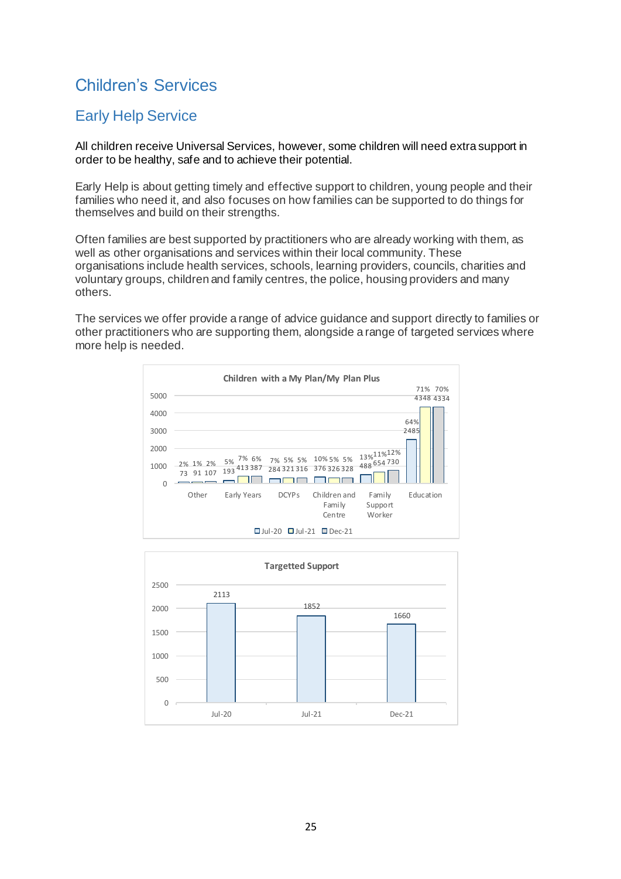# Children's Services

## Early Help Service

All children receive Universal Services, however, some children will need extra support in order to be healthy, safe and to achieve their potential.

Early Help is about getting timely and effective support to children, young people and their families who need it, and also focuses on how families can be supported to do things for themselves and build on their strengths.

Often families are best supported by practitioners who are already working with them, as well as other organisations and services within their local community. These organisations include health services, schools, learning providers, councils, charities and voluntary groups, children and family centres, the police, housing providers and many others.

The services we offer provide a range of advice guidance and support directly to families or other practitioners who are supporting them, alongside a range of targeted services where more help is needed.

**Children with a My Plan/My Plan Plus**

| | Jul-20 | Jul-21 | Dec-21 |
|---|---|---|---|
| Other | 73 (2%) | 91 (1%) | 107 (2%) |
| Early Years | 193 (5%) | 413 (7%) | 387 (6%) |
| DCYPs | 284 (7%) | 321 (5%) | 316 (5%) |
| Children and Family Centre | 376 (10%) | 326 (5%) | 328 (5%) |
| Family Support Worker | 488 (13%) | 654 (11%) | 730 (12%) |
| Education | 2485 (64%) | 4348 (71%) | 4334 (70%) |

**Targetted Support**

| | Jul-20 | Jul-21 | Dec-21 |
|---|---|---|---|
| Targetted Support | 2113 | 1852 | 1660 |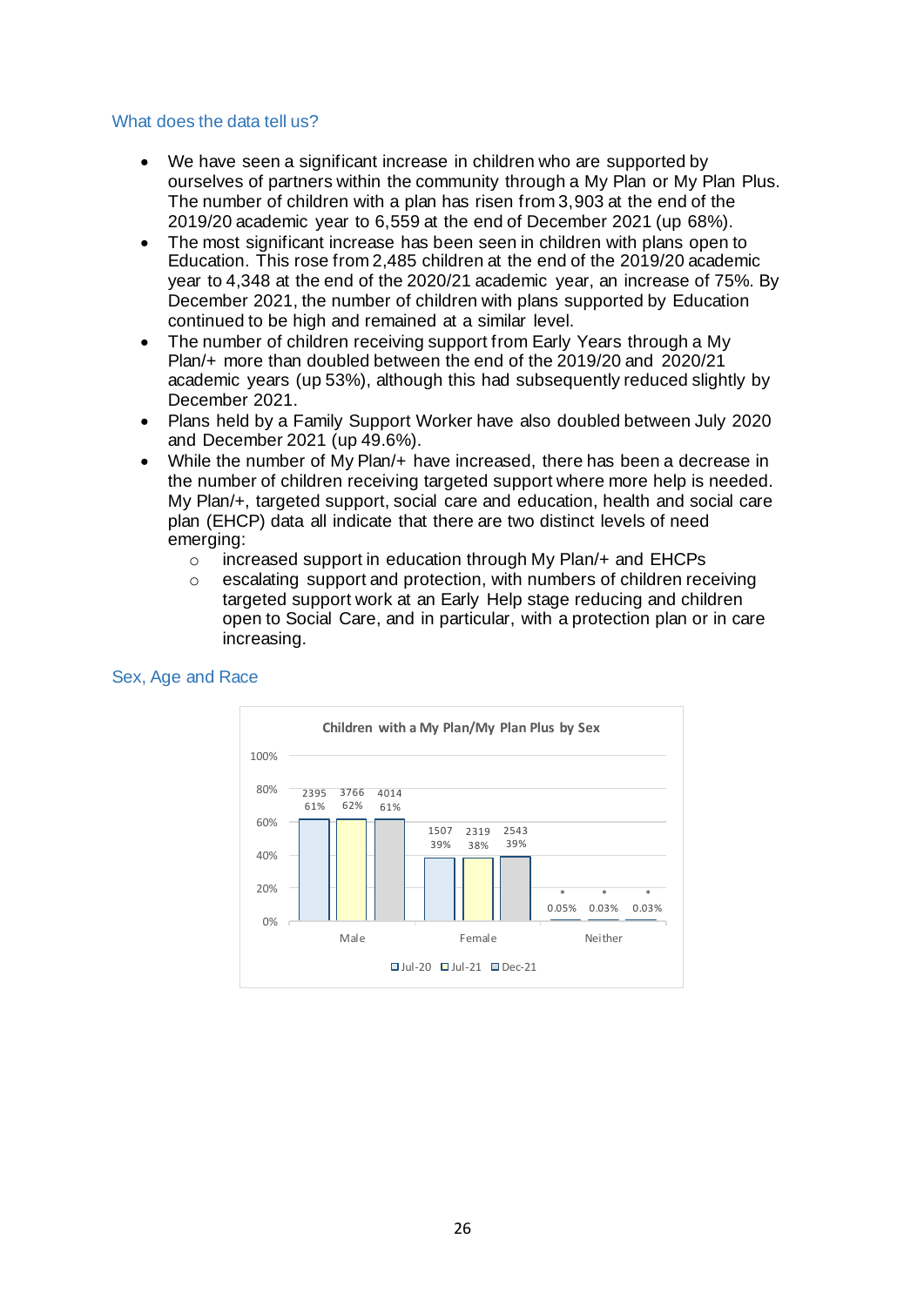### What does the data tell us?

- We have seen a significant increase in children who are supported by ourselves of partners within the community through a My Plan or My Plan Plus. The number of children with a plan has risen from 3,903 at the end of the 2019/20 academic year to 6,559 at the end of December 2021 (up 68%).
- The most significant increase has been seen in children with plans open to Education. This rose from 2,485 children at the end of the 2019/20 academic year to 4,348 at the end of the 2020/21 academic year, an increase of 75%. By December 2021, the number of children with plans supported by Education continued to be high and remained at a similar level.
- The number of children receiving support from Early Years through a My Plan/+ more than doubled between the end of the 2019/20 and 2020/21 academic years (up 53%), although this had subsequently reduced slightly by December 2021.
- Plans held by a Family Support Worker have also doubled between July 2020 and December 2021 (up 49.6%).
- While the number of My Plan/+ have increased, there has been a decrease in the number of children receiving targeted support where more help is needed. My Plan/+, targeted support, social care and education, health and social care plan (EHCP) data all indicate that there are two distinct levels of need emerging:
  - increased support in education through My Plan/+ and EHCPs
  - escalating support and protection, with numbers of children receiving targeted support work at an Early Help stage reducing and children open to Social Care, and in particular, with a protection plan or in care increasing.

### Sex, Age and Race

**Children with a My Plan/My Plan Plus by Sex**

| | Jul-20 | Jul-21 | Dec-21 |
|---|---|---|---|
| Male | 2395 (61%) | 3766 (62%) | 4014 (61%) |
| Female | 1507 (39%) | 2319 (38%) | 2543 (39%) |
| Neither | * (0.05%) | * (0.03%) | * (0.03%) |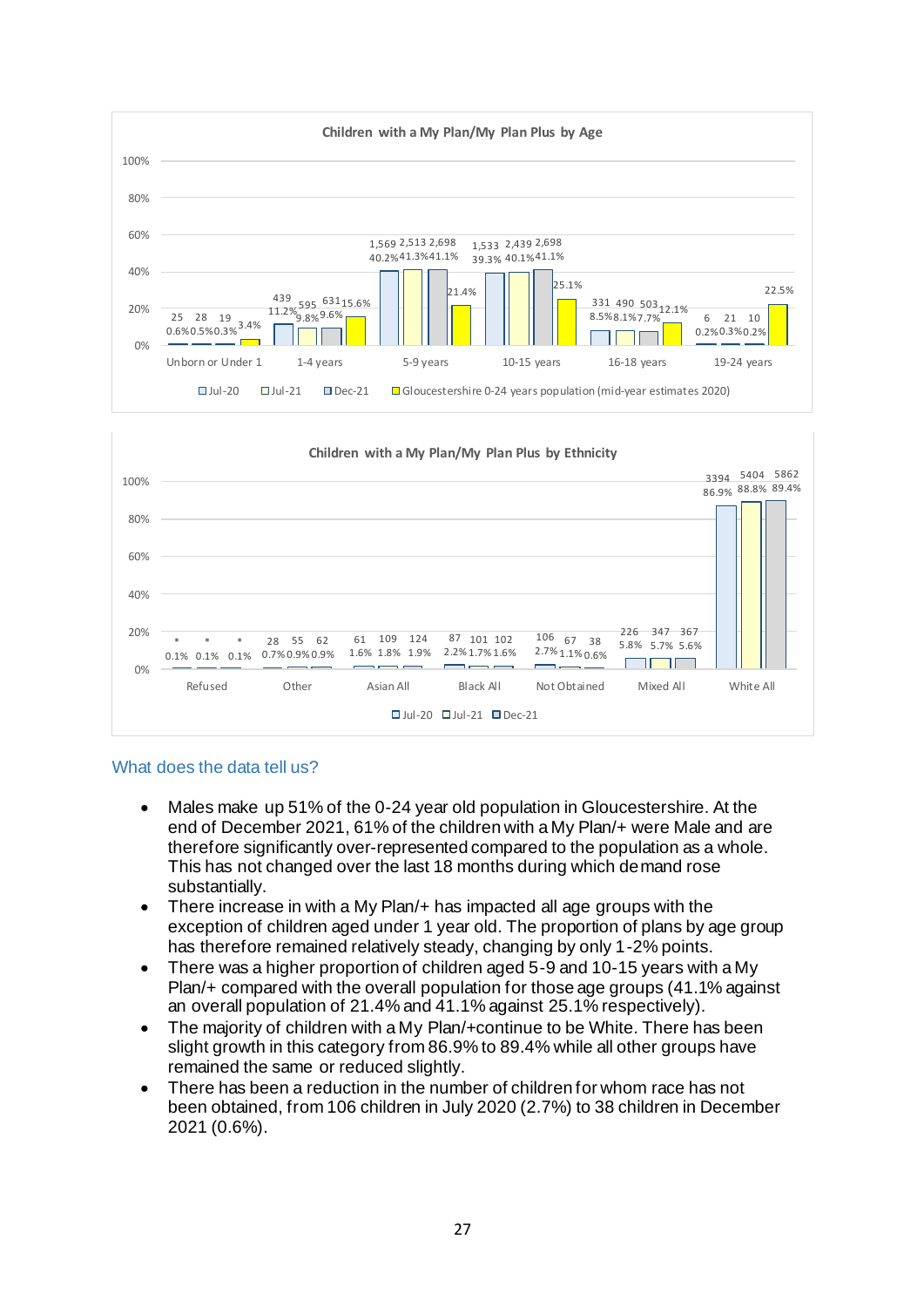**Children with a My Plan/My Plan Plus by Age**

| Age | Jul-20 | Jul-21 | Dec-21 | Gloucestershire 0-24 years population (mid-year estimates 2020) |
|---|---|---|---|---|
| Unborn or Under 1 | 25 (0.6%) | 28 (0.5%) | 19 (0.3%) | 3.4% |
| 1-4 years | 439 (11.2%) | 595 (9.8%) | 631 (9.6%) | 15.6% |
| 5-9 years | 1,569 (40.2%) | 2,513 (41.3%) | 2,698 (41.1%) | 21.4% |
| 10-15 years | 1,533 (39.3%) | 2,439 (40.1%) | 2,698 (41.1%) | 25.1% |
| 16-18 years | 331 (8.5%) | 490 (8.1%) | 503 (7.7%) | 12.1% |
| 19-24 years | 6 (0.2%) | 21 (0.3%) | 10 (0.2%) | 22.5% |

**Children with a My Plan/My Plan Plus by Ethnicity**

| Ethnicity | Jul-20 | Jul-21 | Dec-21 |
|---|---|---|---|
| Refused | * (0.1%) | * (0.1%) | * (0.1%) |
| Other | 28 (0.7%) | 55 (0.9%) | 62 (0.9%) |
| Asian All | 61 (1.6%) | 109 (1.8%) | 124 (1.9%) |
| Black All | 87 (2.2%) | 101 (1.7%) | 102 (1.6%) |
| Not Obtained | 106 (2.7%) | 67 (1.1%) | 38 (0.6%) |
| Mixed All | 226 (5.8%) | 347 (5.7%) | 367 (5.6%) |
| White All | 3394 (86.9%) | 5404 (88.8%) | 5862 (89.4%) |

## What does the data tell us?

- Males make up 51% of the 0-24 year old population in Gloucestershire. At the end of December 2021, 61% of the children with a My Plan/+ were Male and are therefore significantly over-represented compared to the population as a whole. This has not changed over the last 18 months during which demand rose substantially.
- There increase in with a My Plan/+ has impacted all age groups with the exception of children aged under 1 year old. The proportion of plans by age group has therefore remained relatively steady, changing by only 1-2% points.
- There was a higher proportion of children aged 5-9 and 10-15 years with a My Plan/+ compared with the overall population for those age groups (41.1% against an overall population of 21.4% and 41.1% against 25.1% respectively).
- The majority of children with a My Plan/+continue to be White. There has been slight growth in this category from 86.9% to 89.4% while all other groups have remained the same or reduced slightly.
- There has been a reduction in the number of children for whom race has not been obtained, from 106 children in July 2020 (2.7%) to 38 children in December 2021 (0.6%).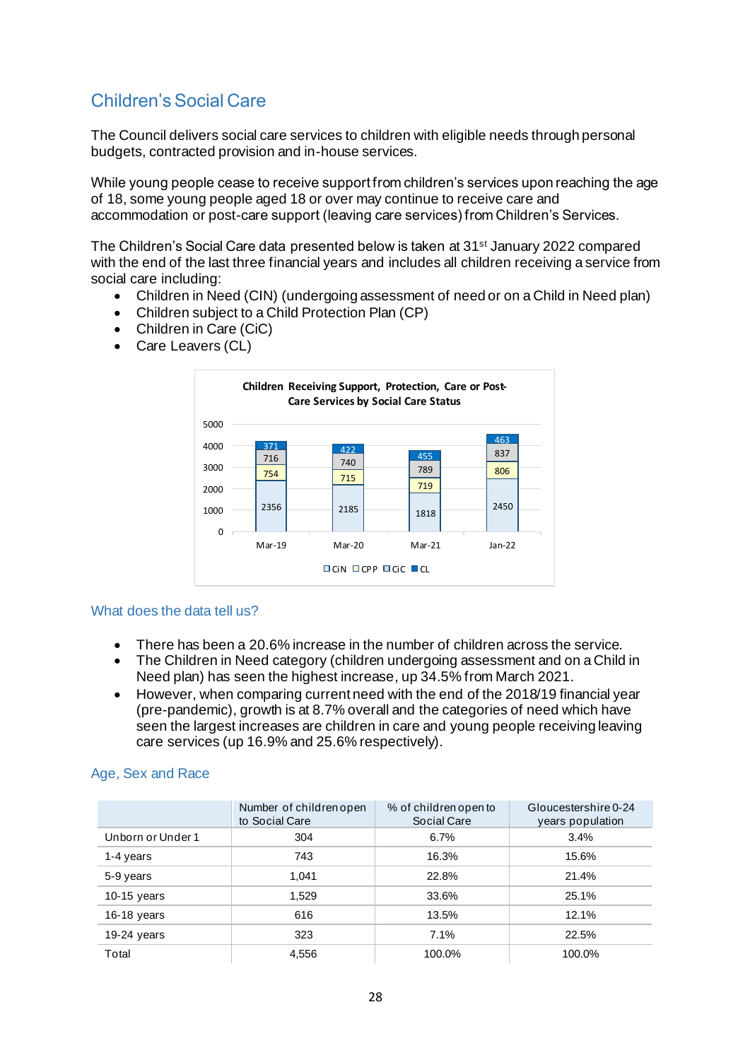## Children's Social Care

The Council delivers social care services to children with eligible needs through personal budgets, contracted provision and in-house services.

While young people cease to receive support from children's services upon reaching the age of 18, some young people aged 18 or over may continue to receive care and accommodation or post-care support (leaving care services) from Children's Services.

The Children's Social Care data presented below is taken at 31st January 2022 compared with the end of the last three financial years and includes all children receiving a service from social care including:

- Children in Need (CIN) (undergoing assessment of need or on a Child in Need plan)
- Children subject to a Child Protection Plan (CP)
- Children in Care (CiC)
- Care Leavers (CL)

**Children Receiving Support, Protection, Care or Post-Care Services by Social Care Status**

| | Mar-19 | Mar-20 | Mar-21 | Jan-22 |
|---|---|---|---|---|
| CiN | 2356 | 2185 | 1818 | 2450 |
| CPP | 754 | 715 | 719 | 806 |
| CiC | 716 | 740 | 789 | 837 |
| CL | 371 | 422 | 455 | 463 |

### What does the data tell us?

- There has been a 20.6% increase in the number of children across the service.
- The Children in Need category (children undergoing assessment and on a Child in Need plan) has seen the highest increase, up 34.5% from March 2021.
- However, when comparing current need with the end of the 2018/19 financial year (pre-pandemic), growth is at 8.7% overall and the categories of need which have seen the largest increases are children in care and young people receiving leaving care services (up 16.9% and 25.6% respectively).

### Age, Sex and Race

| | Number of children open to Social Care | % of children open to Social Care | Gloucestershire 0-24 years population |
|---|---|---|---|
| Unborn or Under 1 | 304 | 6.7% | 3.4% |
| 1-4 years | 743 | 16.3% | 15.6% |
| 5-9 years | 1,041 | 22.8% | 21.4% |
| 10-15 years | 1,529 | 33.6% | 25.1% |
| 16-18 years | 616 | 13.5% | 12.1% |
| 19-24 years | 323 | 7.1% | 22.5% |
| Total | 4,556 | 100.0% | 100.0% |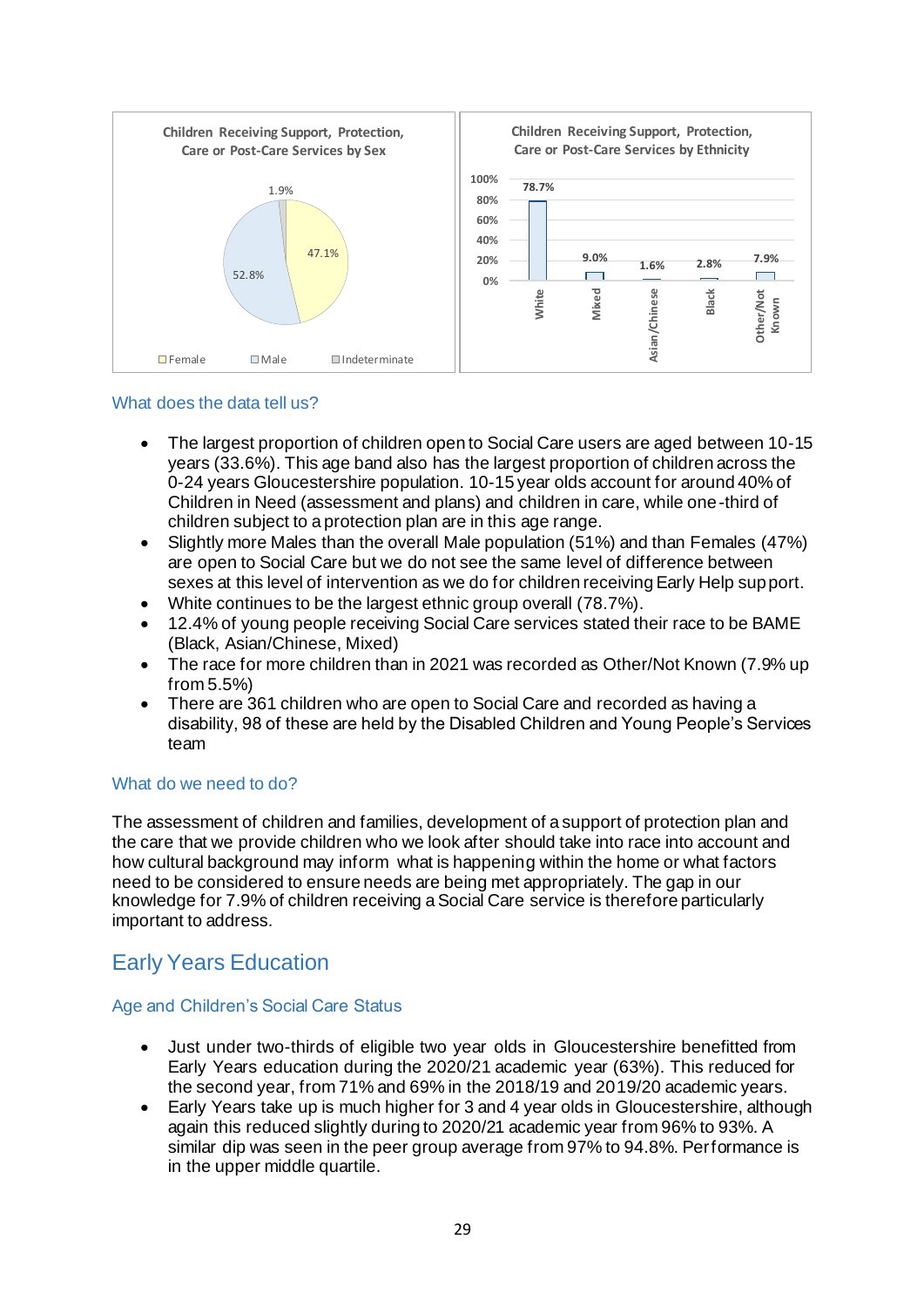Children Receiving Support, Protection, Care or Post-Care Services by Sex

| Sex | % |
|---|---|
| Female | 47.1% |
| Male | 52.8% |
| Indeterminate | 1.9% |

Children Receiving Support, Protection, Care or Post-Care Services by Ethnicity

| Ethnicity | % |
|---|---|
| White | 78.7% |
| Mixed | 9.0% |
| Asian/Chinese | 1.6% |
| Black | 2.8% |
| Other/Not Known | 7.9% |

### What does the data tell us?

- The largest proportion of children open to Social Care users are aged between 10-15 years (33.6%). This age band also has the largest proportion of children across the 0-24 years Gloucestershire population. 10-15 year olds account for around 40% of Children in Need (assessment and plans) and children in care, while one-third of children subject to a protection plan are in this age range.
- Slightly more Males than the overall Male population (51%) and than Females (47%) are open to Social Care but we do not see the same level of difference between sexes at this level of intervention as we do for children receiving Early Help support.
- White continues to be the largest ethnic group overall (78.7%).
- 12.4% of young people receiving Social Care services stated their race to be BAME (Black, Asian/Chinese, Mixed)
- The race for more children than in 2021 was recorded as Other/Not Known (7.9% up from 5.5%)
- There are 361 children who are open to Social Care and recorded as having a disability, 98 of these are held by the Disabled Children and Young People's Services team

### What do we need to do?

The assessment of children and families, development of a support of protection plan and the care that we provide children who we look after should take into race into account and how cultural background may inform what is happening within the home or what factors need to be considered to ensure needs are being met appropriately. The gap in our knowledge for 7.9% of children receiving a Social Care service is therefore particularly important to address.

## Early Years Education

### Age and Children's Social Care Status

- Just under two-thirds of eligible two year olds in Gloucestershire benefitted from Early Years education during the 2020/21 academic year (63%). This reduced for the second year, from 71% and 69% in the 2018/19 and 2019/20 academic years.
- Early Years take up is much higher for 3 and 4 year olds in Gloucestershire, although again this reduced slightly during to 2020/21 academic year from 96% to 93%. A similar dip was seen in the peer group average from 97% to 94.8%. Performance is in the upper middle quartile.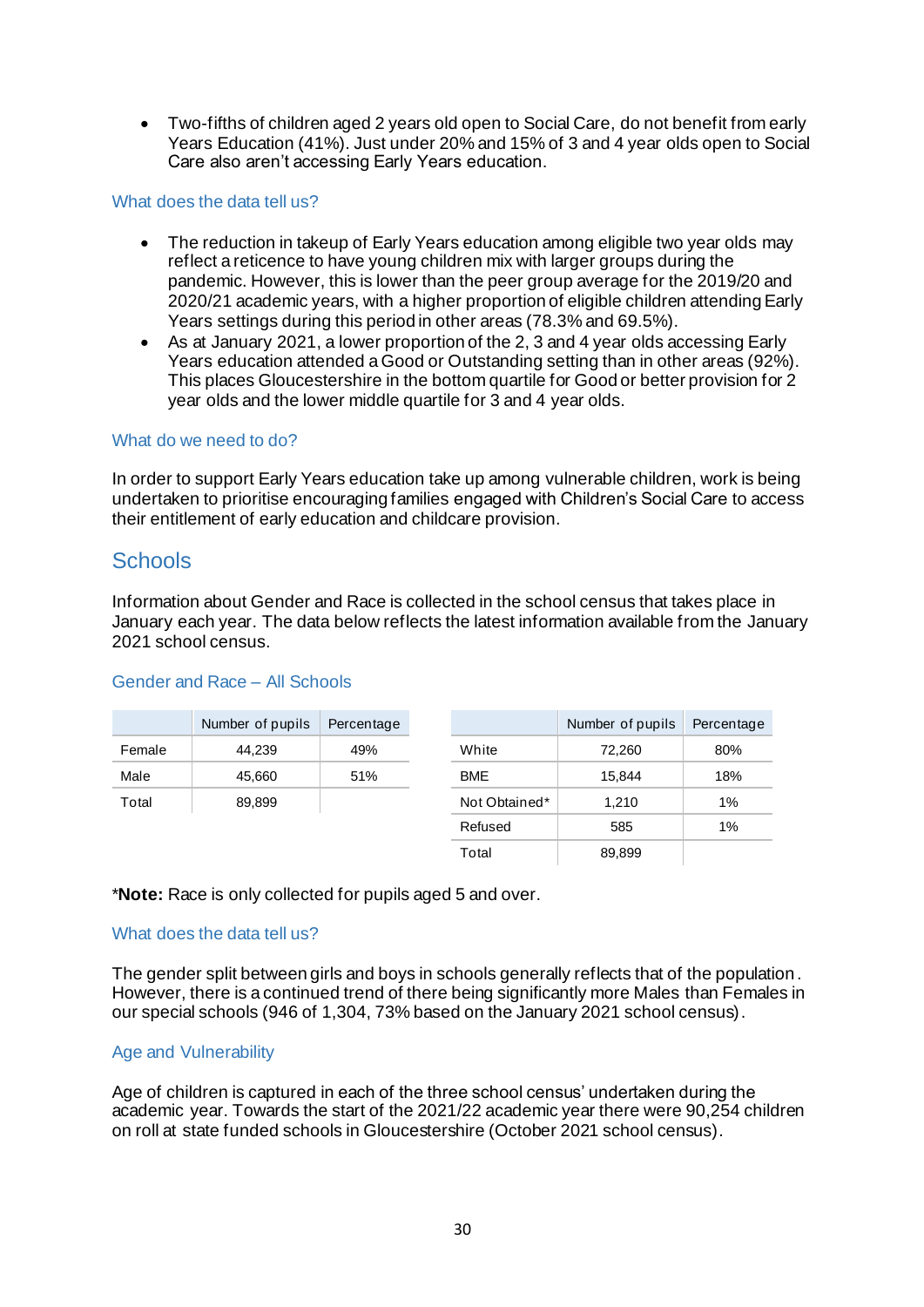- Two-fifths of children aged 2 years old open to Social Care, do not benefit from early Years Education (41%). Just under 20% and 15% of 3 and 4 year olds open to Social Care also aren't accessing Early Years education.

### What does the data tell us?

- The reduction in takeup of Early Years education among eligible two year olds may reflect a reticence to have young children mix with larger groups during the pandemic. However, this is lower than the peer group average for the 2019/20 and 2020/21 academic years, with a higher proportion of eligible children attending Early Years settings during this period in other areas (78.3% and 69.5%).
- As at January 2021, a lower proportion of the 2, 3 and 4 year olds accessing Early Years education attended a Good or Outstanding setting than in other areas (92%). This places Gloucestershire in the bottom quartile for Good or better provision for 2 year olds and the lower middle quartile for 3 and 4 year olds.

### What do we need to do?

In order to support Early Years education take up among vulnerable children, work is being undertaken to prioritise encouraging families engaged with Children's Social Care to access their entitlement of early education and childcare provision.

## Schools

Information about Gender and Race is collected in the school census that takes place in January each year. The data below reflects the latest information available from the January 2021 school census.

### Gender and Race – All Schools

| | Number of pupils | Percentage |
|---|---|---|
| Female | 44,239 | 49% |
| Male | 45,660 | 51% |
| Total | 89,899 | |

| | Number of pupils | Percentage |
|---|---|---|
| White | 72,260 | 80% |
| BME | 15,844 | 18% |
| Not Obtained* | 1,210 | 1% |
| Refused | 585 | 1% |
| Total | 89,899 | |

***Note:** Race is only collected for pupils aged 5 and over.

### What does the data tell us?

The gender split between girls and boys in schools generally reflects that of the population. However, there is a continued trend of there being significantly more Males than Females in our special schools (946 of 1,304, 73% based on the January 2021 school census).

### Age and Vulnerability

Age of children is captured in each of the three school census' undertaken during the academic year. Towards the start of the 2021/22 academic year there were 90,254 children on roll at state funded schools in Gloucestershire (October 2021 school census).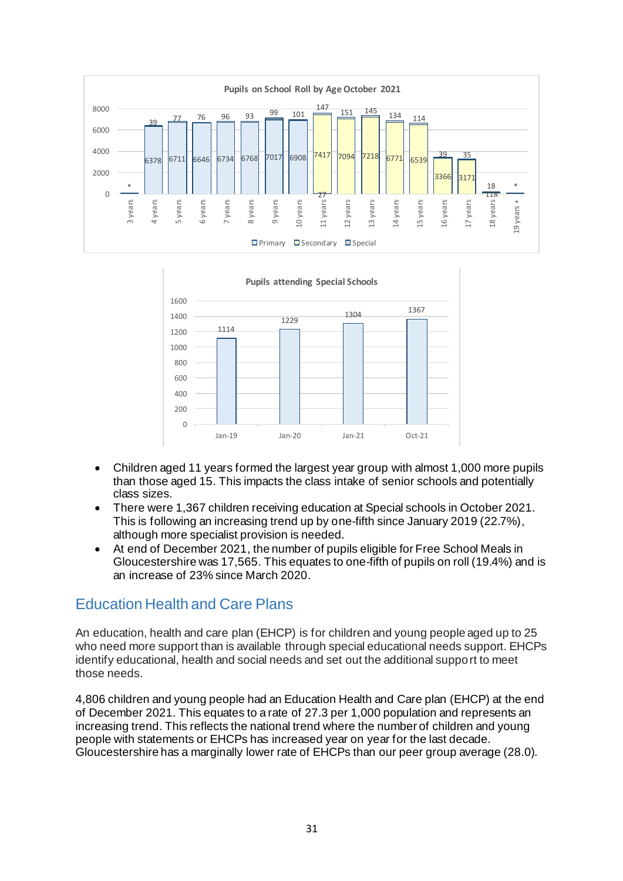**Pupils on School Roll by Age October 2021**

| Age | Primary | Secondary | Special |
|---|---|---|---|
| 3 years | | | * |
| 4 years | 6378 | | 39 |
| 5 years | 6711 | | 77 |
| 6 years | 6646 | | 76 |
| 7 years | 6734 | | 96 |
| 8 years | 6768 | | 93 |
| 9 years | 7017 | | 99 |
| 10 years | 6908 | | 101 |
| 11 years | 27 | 7417 | 147 |
| 12 years | | 7094 | 151 |
| 13 years | | 7218 | 145 |
| 14 years | | 6771 | 134 |
| 15 years | | 6539 | 114 |
| 16 years | | 3366 | 39 |
| 17 years | | 3171 | 35 |
| 18 years | | 118 | 18 |
| 19 years + | | | * |

**Pupils attending Special Schools**

| Date | Pupils |
|---|---|
| Jan-19 | 1114 |
| Jan-20 | 1229 |
| Jan-21 | 1304 |
| Oct-21 | 1367 |

- Children aged 11 years formed the largest year group with almost 1,000 more pupils than those aged 15. This impacts the class intake of senior schools and potentially class sizes.
- There were 1,367 children receiving education at Special schools in October 2021. This is following an increasing trend up by one-fifth since January 2019 (22.7%), although more specialist provision is needed.
- At end of December 2021, the number of pupils eligible for Free School Meals in Gloucestershire was 17,565. This equates to one-fifth of pupils on roll (19.4%) and is an increase of 23% since March 2020.

## Education Health and Care Plans

An education, health and care plan (EHCP) is for children and young people aged up to 25 who need more support than is available through special educational needs support. EHCPs identify educational, health and social needs and set out the additional support to meet those needs.

4,806 children and young people had an Education Health and Care plan (EHCP) at the end of December 2021. This equates to a rate of 27.3 per 1,000 population and represents an increasing trend. This reflects the national trend where the number of children and young people with statements or EHCPs has increased year on year for the last decade. Gloucestershire has a marginally lower rate of EHCPs than our peer group average (28.0).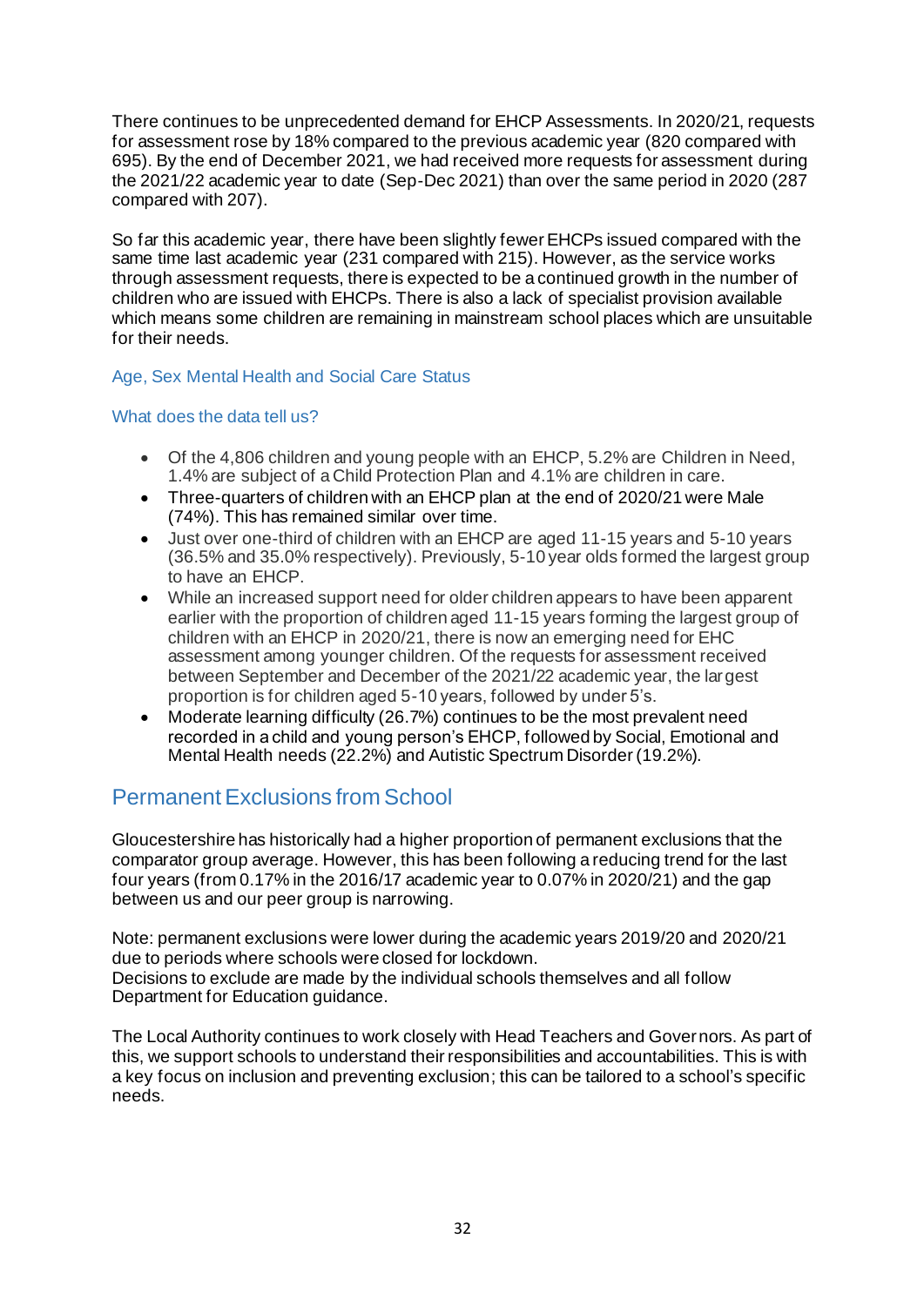There continues to be unprecedented demand for EHCP Assessments. In 2020/21, requests for assessment rose by 18% compared to the previous academic year (820 compared with 695). By the end of December 2021, we had received more requests for assessment during the 2021/22 academic year to date (Sep-Dec 2021) than over the same period in 2020 (287 compared with 207).

So far this academic year, there have been slightly fewer EHCPs issued compared with the same time last academic year (231 compared with 215). However, as the service works through assessment requests, there is expected to be a continued growth in the number of children who are issued with EHCPs. There is also a lack of specialist provision available which means some children are remaining in mainstream school places which are unsuitable for their needs.

### Age, Sex Mental Health and Social Care Status

### What does the data tell us?

- Of the 4,806 children and young people with an EHCP, 5.2% are Children in Need, 1.4% are subject of a Child Protection Plan and 4.1% are children in care.
- Three-quarters of children with an EHCP plan at the end of 2020/21 were Male (74%). This has remained similar over time.
- Just over one-third of children with an EHCP are aged 11-15 years and 5-10 years (36.5% and 35.0% respectively). Previously, 5-10 year olds formed the largest group to have an EHCP.
- While an increased support need for older children appears to have been apparent earlier with the proportion of children aged 11-15 years forming the largest group of children with an EHCP in 2020/21, there is now an emerging need for EHC assessment among younger children. Of the requests for assessment received between September and December of the 2021/22 academic year, the largest proportion is for children aged 5-10 years, followed by under 5's.
- Moderate learning difficulty (26.7%) continues to be the most prevalent need recorded in a child and young person's EHCP, followed by Social, Emotional and Mental Health needs (22.2%) and Autistic Spectrum Disorder (19.2%).

## Permanent Exclusions from School

Gloucestershire has historically had a higher proportion of permanent exclusions that the comparator group average. However, this has been following a reducing trend for the last four years (from 0.17% in the 2016/17 academic year to 0.07% in 2020/21) and the gap between us and our peer group is narrowing.

Note: permanent exclusions were lower during the academic years 2019/20 and 2020/21 due to periods where schools were closed for lockdown.
Decisions to exclude are made by the individual schools themselves and all follow Department for Education guidance.

The Local Authority continues to work closely with Head Teachers and Governors. As part of this, we support schools to understand their responsibilities and accountabilities. This is with a key focus on inclusion and preventing exclusion; this can be tailored to a school's specific needs.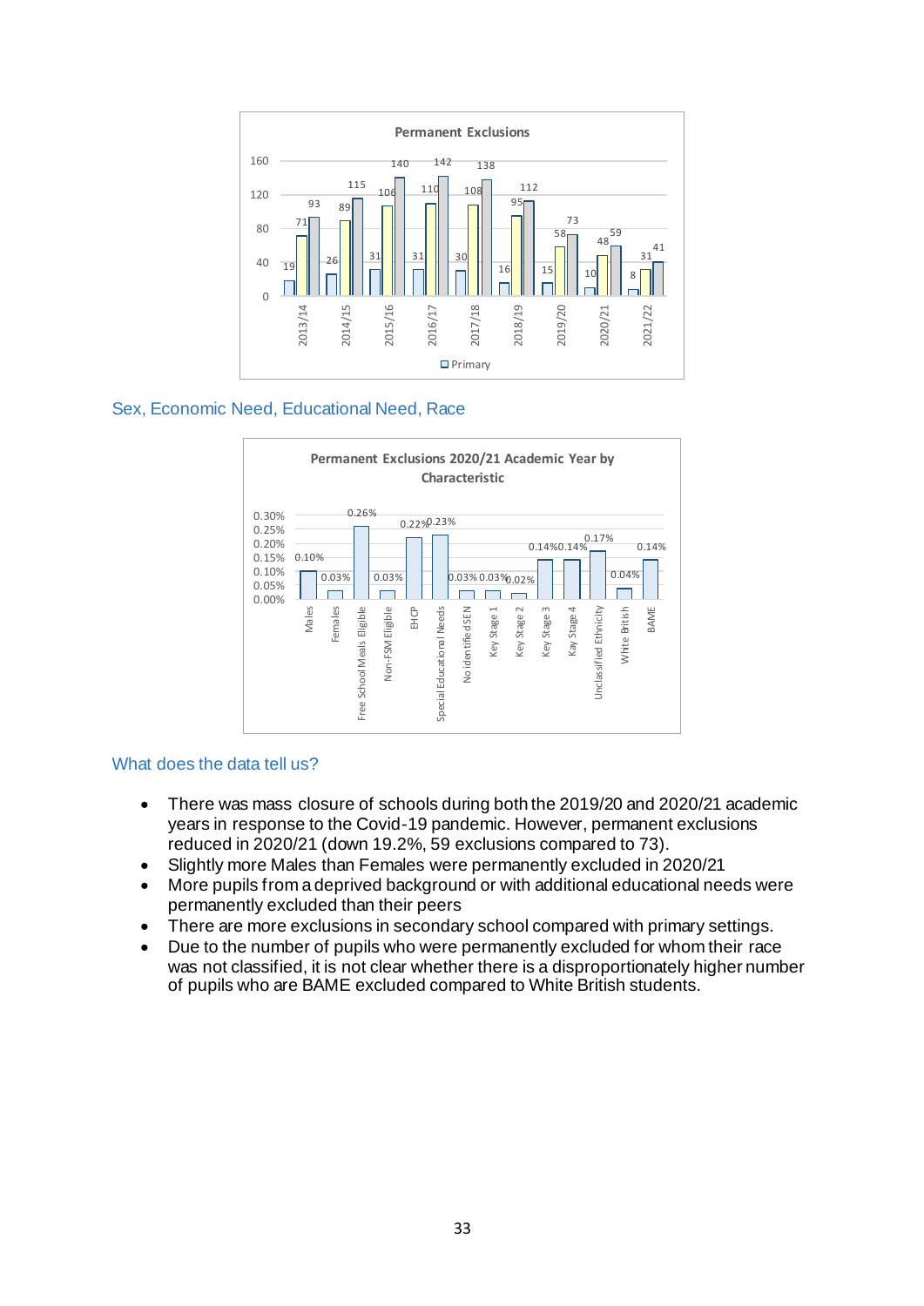**Permanent Exclusions**

| Year | Primary | | |
|---|---|---|---|
| 2013/14 | 19 | 71 | 93 |
| 2014/15 | 26 | 89 | 115 |
| 2015/16 | 31 | 106 | 140 |
| 2016/17 | 31 | 110 | 142 |
| 2017/18 | 30 | 108 | 138 |
| 2018/19 | 16 | 95 | 112 |
| 2019/20 | 15 | 58 | 73 |
| 2020/21 | 10 | 48 | 59 |
| 2021/22 | 8 | 31 | 41 |

## Sex, Economic Need, Educational Need, Race

**Permanent Exclusions 2020/21 Academic Year by Characteristic**

| Characteristic | Rate |
|---|---|
| Males | 0.10% |
| Females | 0.03% |
| Free School Meals Eligible | 0.26% |
| Non-FSM Eligible | 0.03% |
| EHCP | 0.22% |
| Special Educational Needs | 0.23% |
| No identified SEN | 0.03% |
| Key Stage 1 | 0.03% |
| Key Stage 2 | 0.02% |
| Key Stage 3 | 0.14% |
| Kay Stage 4 | 0.14% |
| Unclassified Ethnicity | 0.17% |
| White British | 0.04% |
| BAME | 0.14% |

## What does the data tell us?

- There was mass closure of schools during both the 2019/20 and 2020/21 academic years in response to the Covid-19 pandemic. However, permanent exclusions reduced in 2020/21 (down 19.2%, 59 exclusions compared to 73).
- Slightly more Males than Females were permanently excluded in 2020/21
- More pupils from a deprived background or with additional educational needs were permanently excluded than their peers
- There are more exclusions in secondary school compared with primary settings.
- Due to the number of pupils who were permanently excluded for whom their race was not classified, it is not clear whether there is a disproportionately higher number of pupils who are BAME excluded compared to White British students.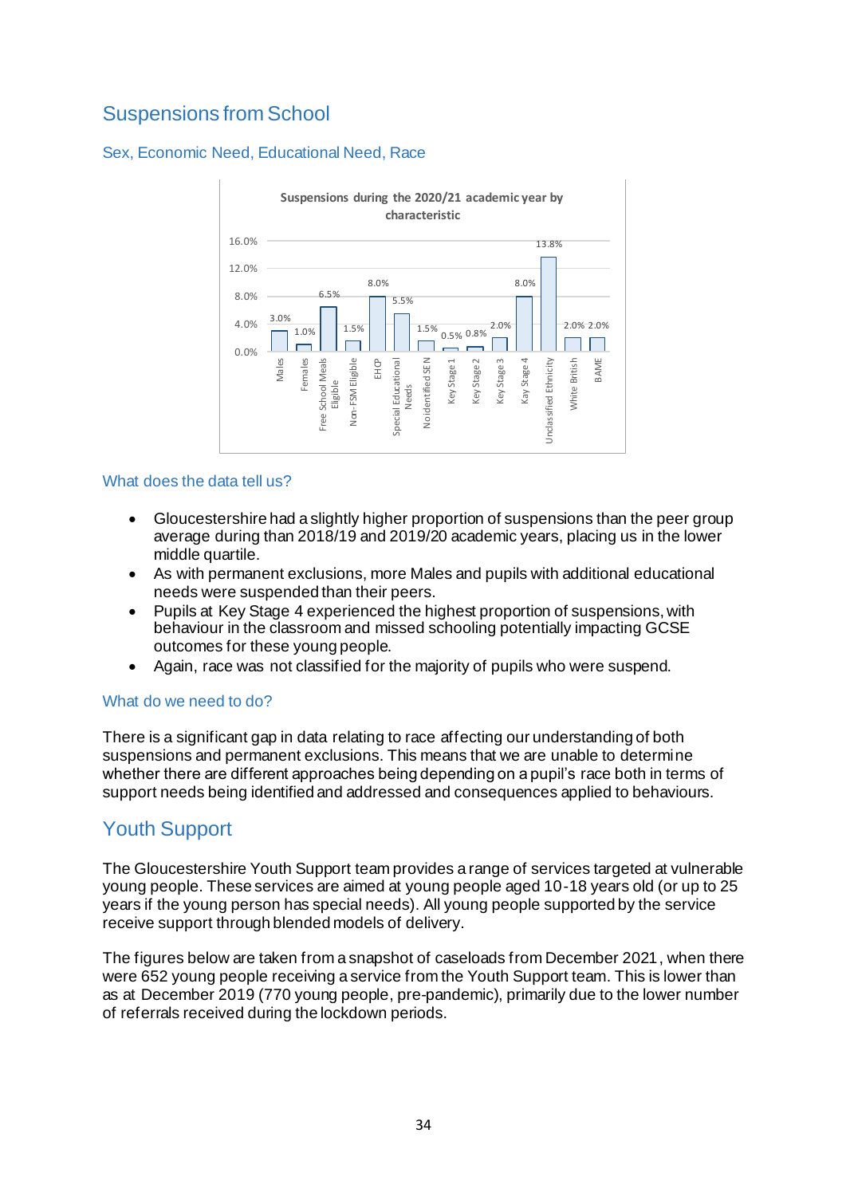## Suspensions from School

### Sex, Economic Need, Educational Need, Race

**Suspensions during the 2020/21 academic year by characteristic**

| Characteristic | Percentage |
|---|---|
| Males | 3.0% |
| Females | 1.0% |
| Free School Meals Eligible | 6.5% |
| Non-FSM Eligible | 1.5% |
| EHCP | 8.0% |
| Special Educational Needs | 5.5% |
| No identified SEN | 1.5% |
| Key Stage 1 | 0.5% |
| Key Stage 2 | 0.8% |
| Key Stage 3 | 2.0% |
| Kay Stage 4 | 8.0% |
| Unclassified Ethnicity | 13.8% |
| White British | 2.0% |
| BAME | 2.0% |

### What does the data tell us?

- Gloucestershire had a slightly higher proportion of suspensions than the peer group average during than 2018/19 and 2019/20 academic years, placing us in the lower middle quartile.
- As with permanent exclusions, more Males and pupils with additional educational needs were suspended than their peers.
- Pupils at Key Stage 4 experienced the highest proportion of suspensions, with behaviour in the classroom and missed schooling potentially impacting GCSE outcomes for these young people.
- Again, race was not classified for the majority of pupils who were suspend.

### What do we need to do?

There is a significant gap in data relating to race affecting our understanding of both suspensions and permanent exclusions. This means that we are unable to determine whether there are different approaches being depending on a pupil's race both in terms of support needs being identified and addressed and consequences applied to behaviours.

## Youth Support

The Gloucestershire Youth Support team provides a range of services targeted at vulnerable young people. These services are aimed at young people aged 10-18 years old (or up to 25 years if the young person has special needs). All young people supported by the service receive support through blended models of delivery.

The figures below are taken from a snapshot of caseloads from December 2021, when there were 652 young people receiving a service from the Youth Support team. This is lower than as at December 2019 (770 young people, pre-pandemic), primarily due to the lower number of referrals received during the lockdown periods.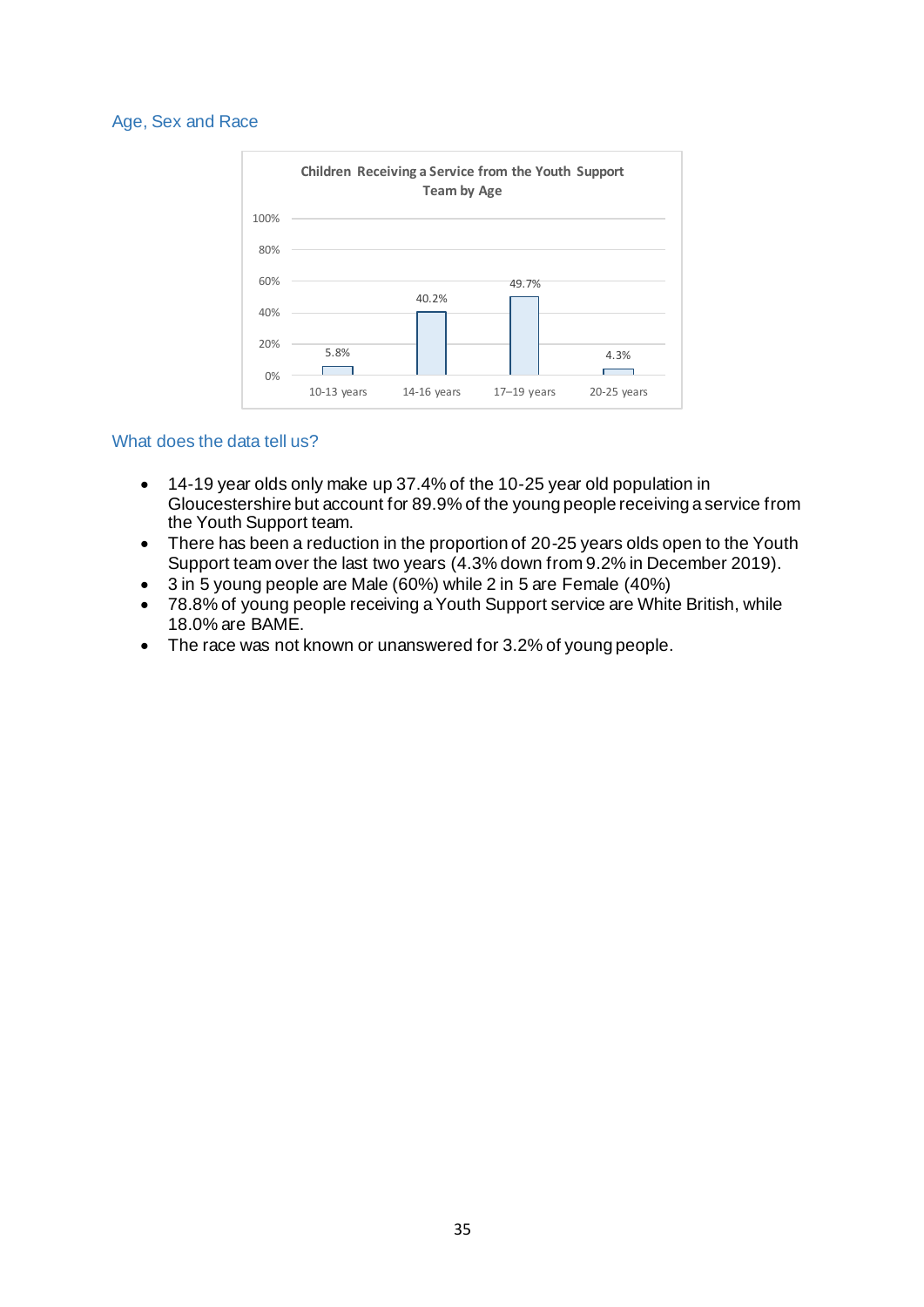## Age, Sex and Race

**Children Receiving a Service from the Youth Support Team by Age**

| Age | Percentage |
|---|---|
| 10-13 years | 5.8% |
| 14-16 years | 40.2% |
| 17–19 years | 49.7% |
| 20-25 years | 4.3% |

## What does the data tell us?

- 14-19 year olds only make up 37.4% of the 10-25 year old population in Gloucestershire but account for 89.9% of the young people receiving a service from the Youth Support team.
- There has been a reduction in the proportion of 20-25 years olds open to the Youth Support team over the last two years (4.3% down from 9.2% in December 2019).
- 3 in 5 young people are Male (60%) while 2 in 5 are Female (40%)
- 78.8% of young people receiving a Youth Support service are White British, while 18.0% are BAME.
- The race was not known or unanswered for 3.2% of young people.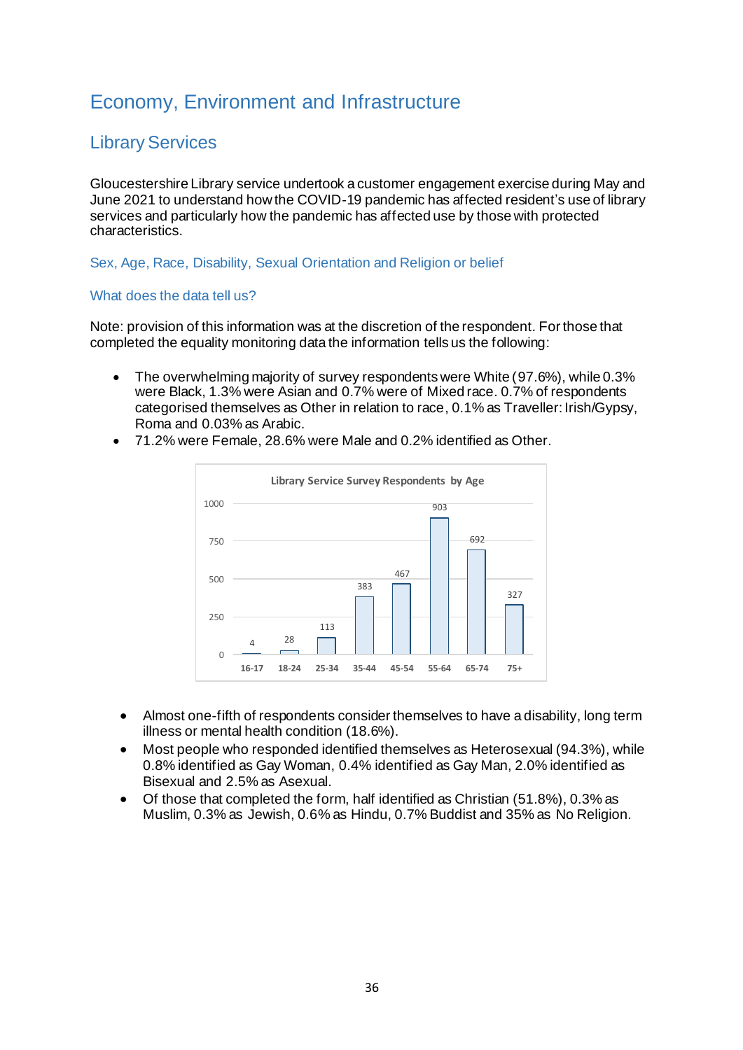# Economy, Environment and Infrastructure

## Library Services

Gloucestershire Library service undertook a customer engagement exercise during May and June 2021 to understand how the COVID-19 pandemic has affected resident's use of library services and particularly how the pandemic has affected use by those with protected characteristics.

### Sex, Age, Race, Disability, Sexual Orientation and Religion or belief

### What does the data tell us?

Note: provision of this information was at the discretion of the respondent. For those that completed the equality monitoring data the information tells us the following:

- The overwhelming majority of survey respondents were White (97.6%), while 0.3% were Black, 1.3% were Asian and 0.7% were of Mixed race. 0.7% of respondents categorised themselves as Other in relation to race, 0.1% as Traveller: Irish/Gypsy, Roma and 0.03% as Arabic.
- 71.2% were Female, 28.6% were Male and 0.2% identified as Other.

**Library Service Survey Respondents by Age**

| Age | Respondents |
| --- | --- |
| 16-17 | 4 |
| 18-24 | 28 |
| 25-34 | 113 |
| 35-44 | 383 |
| 45-54 | 467 |
| 55-64 | 903 |
| 65-74 | 692 |
| 75+ | 327 |

- Almost one-fifth of respondents consider themselves to have a disability, long term illness or mental health condition (18.6%).
- Most people who responded identified themselves as Heterosexual (94.3%), while 0.8% identified as Gay Woman, 0.4% identified as Gay Man, 2.0% identified as Bisexual and 2.5% as Asexual.
- Of those that completed the form, half identified as Christian (51.8%), 0.3% as Muslim, 0.3% as Jewish, 0.6% as Hindu, 0.7% Buddist and 35% as No Religion.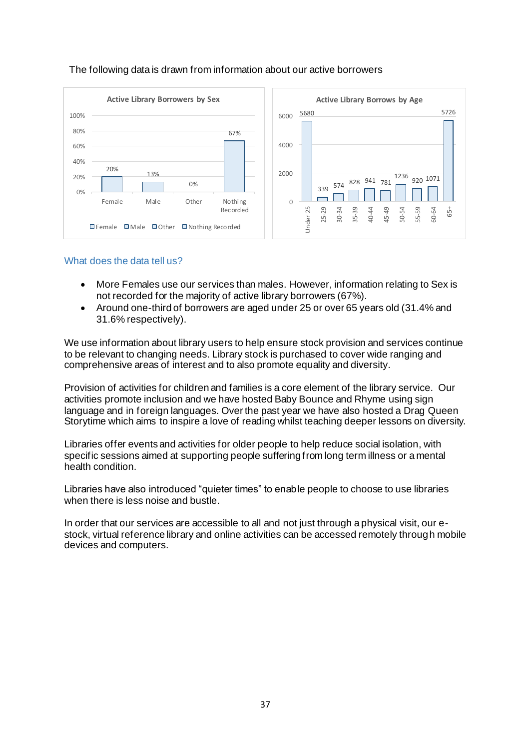The following data is drawn from information about our active borrowers

**Active Library Borrowers by Sex**

| Female | Male | Other | Nothing Recorded |
| --- | --- | --- | --- |
| 20% | 13% | 0% | 67% |

**Active Library Borrows by Age**

| Under 25 | 25-29 | 30-34 | 35-39 | 40-44 | 45-49 | 50-54 | 55-59 | 60-64 | 65+ |
| --- | --- | --- | --- | --- | --- | --- | --- | --- | --- |
| 5680 | 339 | 574 | 828 | 941 | 781 | 1236 | 920 | 1071 | 5726 |

## What does the data tell us?

- More Females use our services than males. However, information relating to Sex is not recorded for the majority of active library borrowers (67%).
- Around one-third of borrowers are aged under 25 or over 65 years old (31.4% and 31.6% respectively).

We use information about library users to help ensure stock provision and services continue to be relevant to changing needs. Library stock is purchased to cover wide ranging and comprehensive areas of interest and to also promote equality and diversity.

Provision of activities for children and families is a core element of the library service. Our activities promote inclusion and we have hosted Baby Bounce and Rhyme using sign language and in foreign languages. Over the past year we have also hosted a Drag Queen Storytime which aims to inspire a love of reading whilst teaching deeper lessons on diversity.

Libraries offer events and activities for older people to help reduce social isolation, with specific sessions aimed at supporting people suffering from long term illness or a mental health condition.

Libraries have also introduced "quieter times" to enable people to choose to use libraries when there is less noise and bustle.

In order that our services are accessible to all and not just through a physical visit, our e-stock, virtual reference library and online activities can be accessed remotely through mobile devices and computers.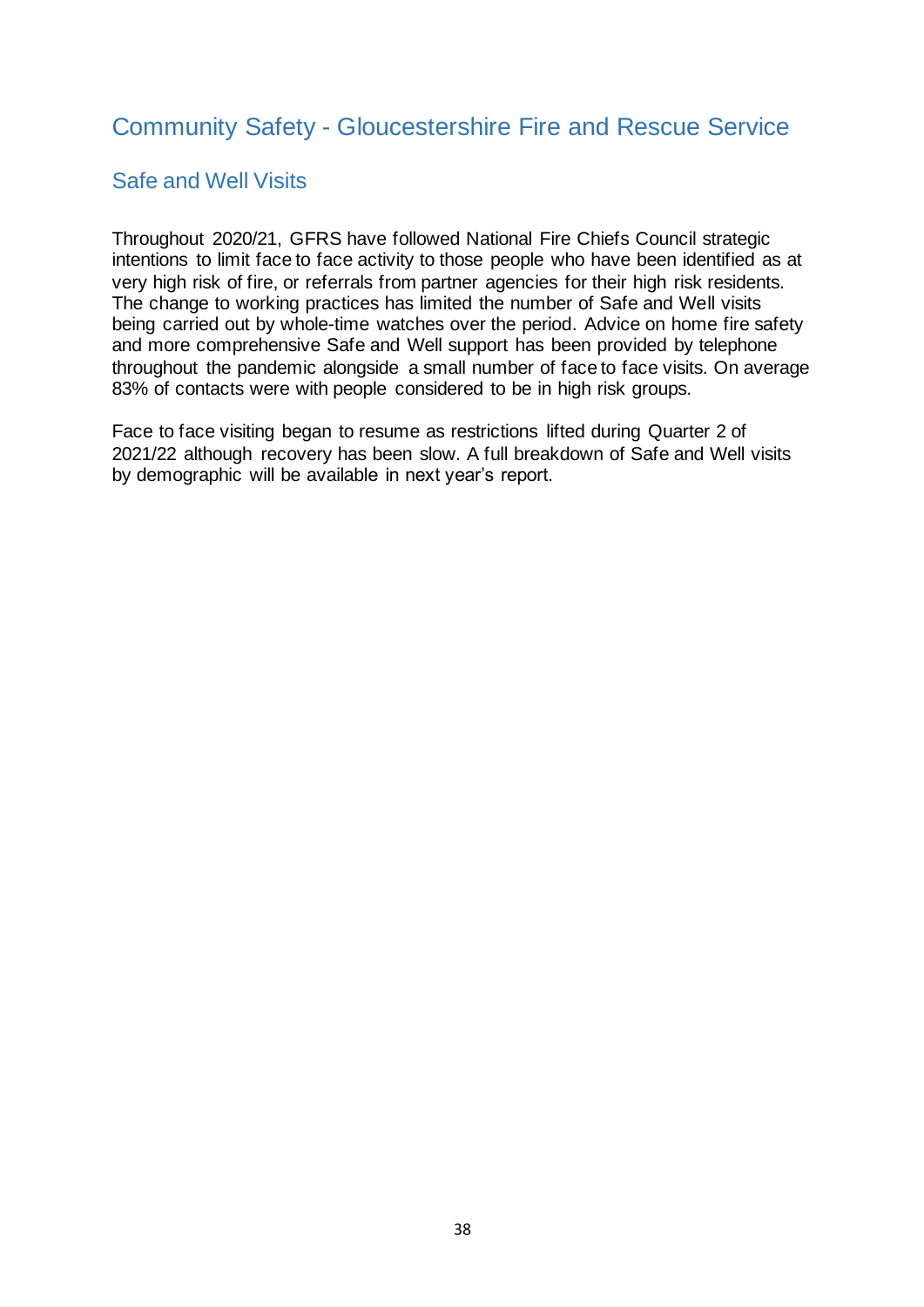## Community Safety - Gloucestershire Fire and Rescue Service

### Safe and Well Visits

Throughout 2020/21, GFRS have followed National Fire Chiefs Council strategic intentions to limit face to face activity to those people who have been identified as at very high risk of fire, or referrals from partner agencies for their high risk residents. The change to working practices has limited the number of Safe and Well visits being carried out by whole-time watches over the period. Advice on home fire safety and more comprehensive Safe and Well support has been provided by telephone throughout the pandemic alongside a small number of face to face visits. On average 83% of contacts were with people considered to be in high risk groups.

Face to face visiting began to resume as restrictions lifted during Quarter 2 of 2021/22 although recovery has been slow. A full breakdown of Safe and Well visits by demographic will be available in next year's report.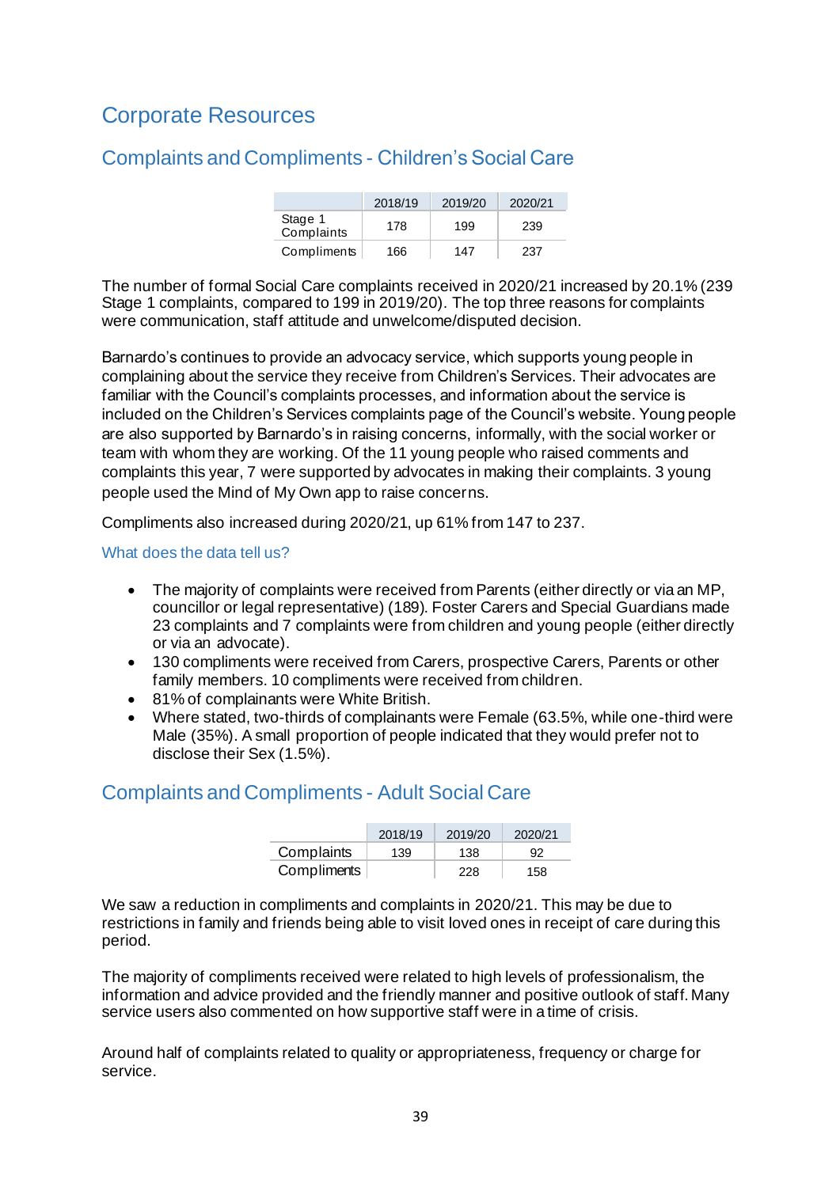# Corporate Resources

## Complaints and Compliments - Children's Social Care

| | 2018/19 | 2019/20 | 2020/21 |
|---|---|---|---|
| Stage 1 Complaints | 178 | 199 | 239 |
| Compliments | 166 | 147 | 237 |

The number of formal Social Care complaints received in 2020/21 increased by 20.1% (239 Stage 1 complaints, compared to 199 in 2019/20). The top three reasons for complaints were communication, staff attitude and unwelcome/disputed decision.

Barnardo's continues to provide an advocacy service, which supports young people in complaining about the service they receive from Children's Services. Their advocates are familiar with the Council's complaints processes, and information about the service is included on the Children's Services complaints page of the Council's website. Young people are also supported by Barnardo's in raising concerns, informally, with the social worker or team with whom they are working. Of the 11 young people who raised comments and complaints this year, 7 were supported by advocates in making their complaints. 3 young people used the Mind of My Own app to raise concerns.

Compliments also increased during 2020/21, up 61% from 147 to 237.

### What does the data tell us?

- The majority of complaints were received from Parents (either directly or via an MP, councillor or legal representative) (189). Foster Carers and Special Guardians made 23 complaints and 7 complaints were from children and young people (either directly or via an advocate).
- 130 compliments were received from Carers, prospective Carers, Parents or other family members. 10 compliments were received from children.
- 81% of complainants were White British.
- Where stated, two-thirds of complainants were Female (63.5%, while one-third were Male (35%). A small proportion of people indicated that they would prefer not to disclose their Sex (1.5%).

## Complaints and Compliments - Adult Social Care

| | 2018/19 | 2019/20 | 2020/21 |
|---|---|---|---|
| Complaints | 139 | 138 | 92 |
| Compliments | | 228 | 158 |

We saw a reduction in compliments and complaints in 2020/21. This may be due to restrictions in family and friends being able to visit loved ones in receipt of care during this period.

The majority of compliments received were related to high levels of professionalism, the information and advice provided and the friendly manner and positive outlook of staff. Many service users also commented on how supportive staff were in a time of crisis.

Around half of complaints related to quality or appropriateness, frequency or charge for service.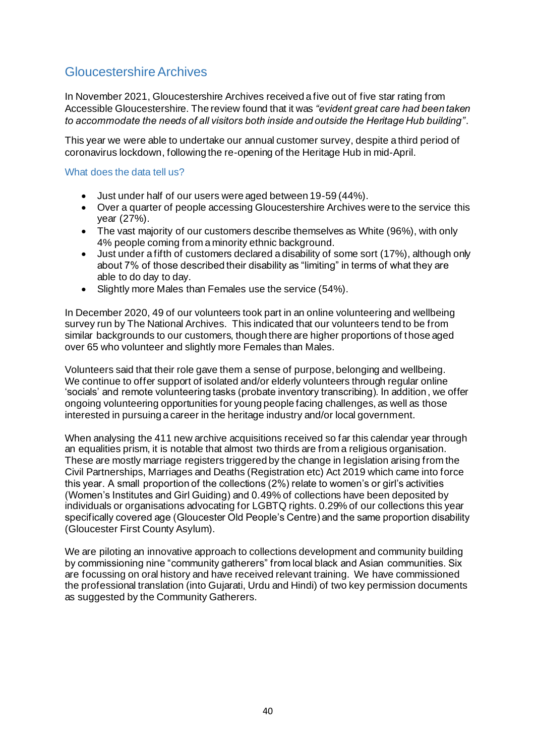## Gloucestershire Archives

In November 2021, Gloucestershire Archives received a five out of five star rating from Accessible Gloucestershire. The review found that it was *"evident great care had been taken to accommodate the needs of all visitors both inside and outside the Heritage Hub building"*.

This year we were able to undertake our annual customer survey, despite a third period of coronavirus lockdown, following the re-opening of the Heritage Hub in mid-April.

### What does the data tell us?

- Just under half of our users were aged between 19-59 (44%).
- Over a quarter of people accessing Gloucestershire Archives were to the service this year (27%).
- The vast majority of our customers describe themselves as White (96%), with only 4% people coming from a minority ethnic background.
- Just under a fifth of customers declared a disability of some sort (17%), although only about 7% of those described their disability as "limiting" in terms of what they are able to do day to day.
- Slightly more Males than Females use the service (54%).

In December 2020, 49 of our volunteers took part in an online volunteering and wellbeing survey run by The National Archives. This indicated that our volunteers tend to be from similar backgrounds to our customers, though there are higher proportions of those aged over 65 who volunteer and slightly more Females than Males.

Volunteers said that their role gave them a sense of purpose, belonging and wellbeing. We continue to offer support of isolated and/or elderly volunteers through regular online 'socials' and remote volunteering tasks (probate inventory transcribing). In addition, we offer ongoing volunteering opportunities for young people facing challenges, as well as those interested in pursuing a career in the heritage industry and/or local government.

When analysing the 411 new archive acquisitions received so far this calendar year through an equalities prism, it is notable that almost two thirds are from a religious organisation. These are mostly marriage registers triggered by the change in legislation arising from the Civil Partnerships, Marriages and Deaths (Registration etc) Act 2019 which came into force this year. A small proportion of the collections (2%) relate to women's or girl's activities (Women's Institutes and Girl Guiding) and 0.49% of collections have been deposited by individuals or organisations advocating for LGBTQ rights. 0.29% of our collections this year specifically covered age (Gloucester Old People's Centre) and the same proportion disability (Gloucester First County Asylum).

We are piloting an innovative approach to collections development and community building by commissioning nine "community gatherers" from local black and Asian communities. Six are focussing on oral history and have received relevant training. We have commissioned the professional translation (into Gujarati, Urdu and Hindi) of two key permission documents as suggested by the Community Gatherers.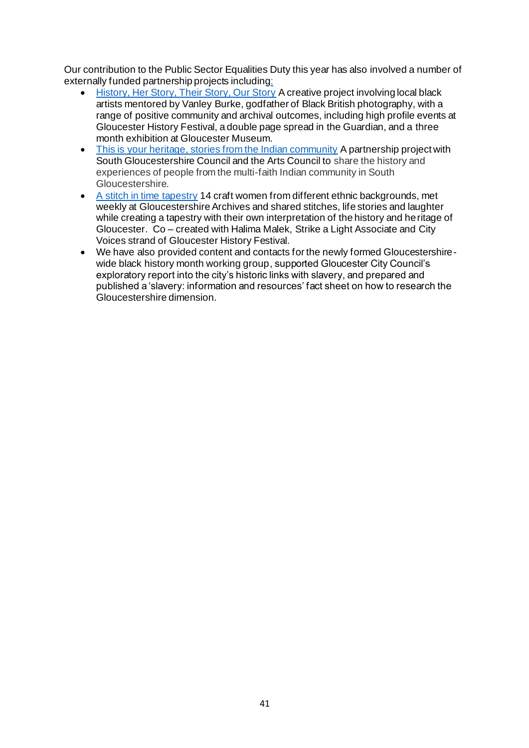Our contribution to the Public Sector Equalities Duty this year has also involved a number of externally funded partnership projects including:

- History, Her Story, Their Story, Our Story A creative project involving local black artists mentored by Vanley Burke, godfather of Black British photography, with a range of positive community and archival outcomes, including high profile events at Gloucester History Festival, a double page spread in the Guardian, and a three month exhibition at Gloucester Museum.
- This is your heritage, stories from the Indian community A partnership project with South Gloucestershire Council and the Arts Council to share the history and experiences of people from the multi-faith Indian community in South Gloucestershire.
- A stitch in time tapestry 14 craft women from different ethnic backgrounds, met weekly at Gloucestershire Archives and shared stitches, life stories and laughter while creating a tapestry with their own interpretation of the history and heritage of Gloucester. Co – created with Halima Malek, Strike a Light Associate and City Voices strand of Gloucester History Festival.
- We have also provided content and contacts for the newly formed Gloucestershire-wide black history month working group, supported Gloucester City Council's exploratory report into the city's historic links with slavery, and prepared and published a 'slavery: information and resources' fact sheet on how to research the Gloucestershire dimension.